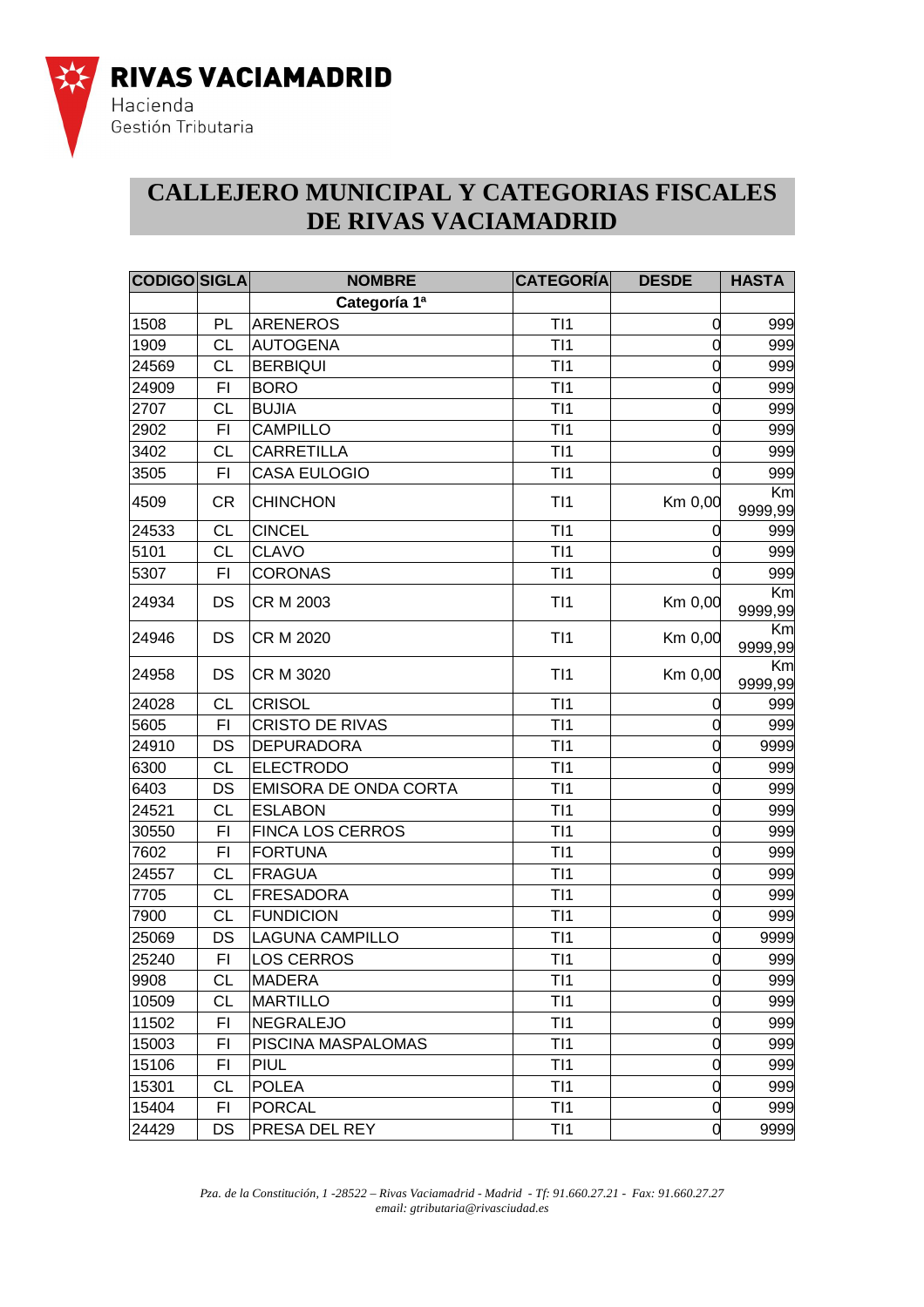RIVAS VACIAMADRID
Hacienda
Gestión Tributaria

# CALLEJERO MUNICIPAL Y CATEGORIAS FISCALES DE RIVAS VACIAMADRID

| CODIGO | SIGLA | NOMBRE | CATEGORÍA | DESDE | HASTA |
|---|---|---|---|---|---|
| | | **Categoría 1ª** | | | |
| 1508 | PL | ARENEROS | TI1 | 0 | 999 |
| 1909 | CL | AUTOGENA | TI1 | 0 | 999 |
| 24569 | CL | BERBIQUI | TI1 | 0 | 999 |
| 24909 | FI | BORO | TI1 | 0 | 999 |
| 2707 | CL | BUJIA | TI1 | 0 | 999 |
| 2902 | FI | CAMPILLO | TI1 | 0 | 999 |
| 3402 | CL | CARRETILLA | TI1 | 0 | 999 |
| 3505 | FI | CASA EULOGIO | TI1 | 0 | 999 |
| 4509 | CR | CHINCHON | TI1 | Km 0,00 | Km 9999,99 |
| 24533 | CL | CINCEL | TI1 | 0 | 999 |
| 5101 | CL | CLAVO | TI1 | 0 | 999 |
| 5307 | FI | CORONAS | TI1 | 0 | 999 |
| 24934 | DS | CR M 2003 | TI1 | Km 0,00 | Km 9999,99 |
| 24946 | DS | CR M 2020 | TI1 | Km 0,00 | Km 9999,99 |
| 24958 | DS | CR M 3020 | TI1 | Km 0,00 | Km 9999,99 |
| 24028 | CL | CRISOL | TI1 | 0 | 999 |
| 5605 | FI | CRISTO DE RIVAS | TI1 | 0 | 999 |
| 24910 | DS | DEPURADORA | TI1 | 0 | 9999 |
| 6300 | CL | ELECTRODO | TI1 | 0 | 999 |
| 6403 | DS | EMISORA DE ONDA CORTA | TI1 | 0 | 999 |
| 24521 | CL | ESLABON | TI1 | 0 | 999 |
| 30550 | FI | FINCA LOS CERROS | TI1 | 0 | 999 |
| 7602 | FI | FORTUNA | TI1 | 0 | 999 |
| 24557 | CL | FRAGUA | TI1 | 0 | 999 |
| 7705 | CL | FRESADORA | TI1 | 0 | 999 |
| 7900 | CL | FUNDICION | TI1 | 0 | 999 |
| 25069 | DS | LAGUNA CAMPILLO | TI1 | 0 | 9999 |
| 25240 | FI | LOS CERROS | TI1 | 0 | 999 |
| 9908 | CL | MADERA | TI1 | 0 | 999 |
| 10509 | CL | MARTILLO | TI1 | 0 | 999 |
| 11502 | FI | NEGRALEJO | TI1 | 0 | 999 |
| 15003 | FI | PISCINA MASPALOMAS | TI1 | 0 | 999 |
| 15106 | FI | PIUL | TI1 | 0 | 999 |
| 15301 | CL | POLEA | TI1 | 0 | 999 |
| 15404 | FI | PORCAL | TI1 | 0 | 999 |
| 24429 | DS | PRESA DEL REY | TI1 | 0 | 9999 |

*Pza. de la Constitución, 1 -28522 – Rivas Vaciamadrid - Madrid - Tf: 91.660.27.21 - Fax: 91.660.27.27*
*email: gtributaria@rivasciudad.es*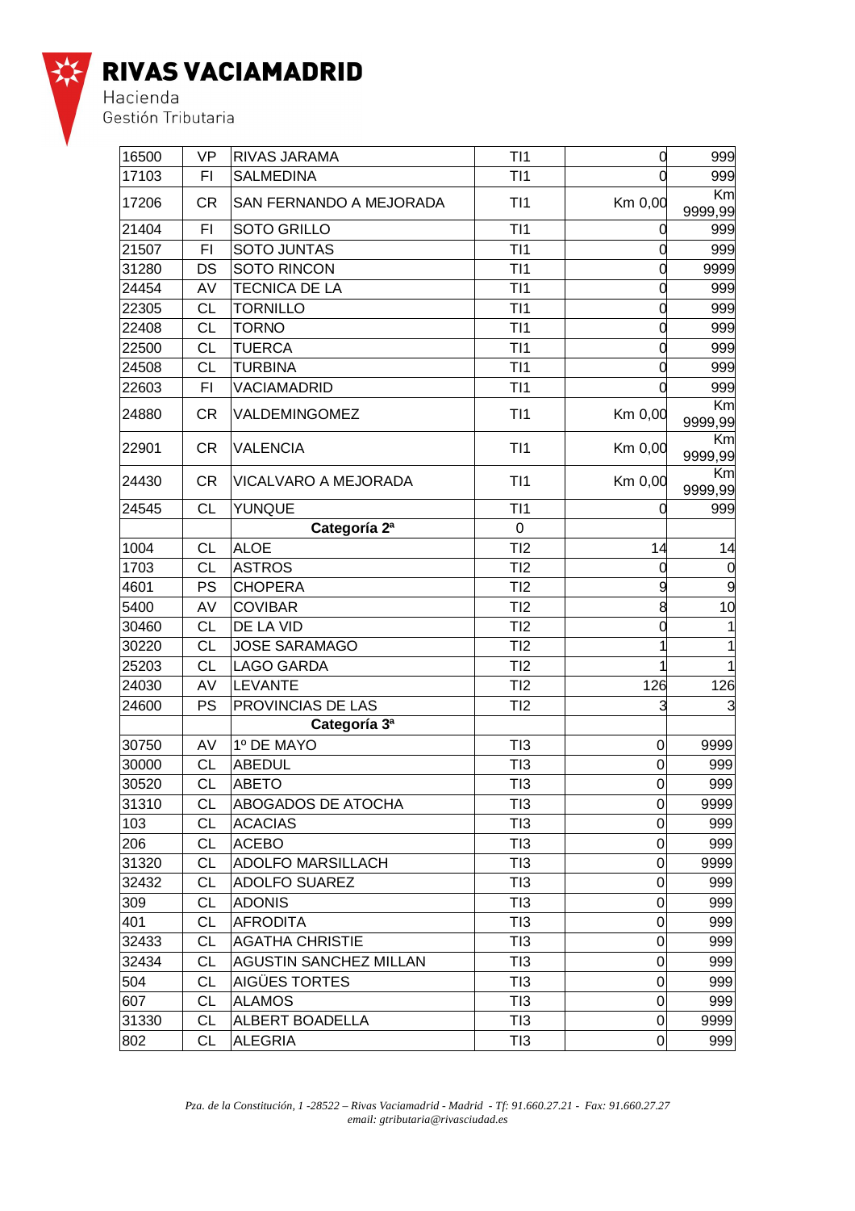| | | | | | |
|---|---|---|---|---|---|
| 16500 | VP | RIVAS JARAMA | TI1 | 0 | 999 |
| 17103 | FI | SALMEDINA | TI1 | 0 | 999 |
| 17206 | CR | SAN FERNANDO A MEJORADA | TI1 | Km 0,00 | Km 9999,99 |
| 21404 | FI | SOTO GRILLO | TI1 | 0 | 999 |
| 21507 | FI | SOTO JUNTAS | TI1 | 0 | 999 |
| 31280 | DS | SOTO RINCON | TI1 | 0 | 9999 |
| 24454 | AV | TECNICA DE LA | TI1 | 0 | 999 |
| 22305 | CL | TORNILLO | TI1 | 0 | 999 |
| 22408 | CL | TORNO | TI1 | 0 | 999 |
| 22500 | CL | TUERCA | TI1 | 0 | 999 |
| 24508 | CL | TURBINA | TI1 | 0 | 999 |
| 22603 | FI | VACIAMADRID | TI1 | 0 | 999 |
| 24880 | CR | VALDEMINGOMEZ | TI1 | Km 0,00 | Km 9999,99 |
| 22901 | CR | VALENCIA | TI1 | Km 0,00 | Km 9999,99 |
| 24430 | CR | VICALVARO A MEJORADA | TI1 | Km 0,00 | Km 9999,99 |
| 24545 | CL | YUNQUE | TI1 | 0 | 999 |
| | | **Categoría 2ª** | 0 | | |
| 1004 | CL | ALOE | TI2 | 14 | 14 |
| 1703 | CL | ASTROS | TI2 | 0 | 0 |
| 4601 | PS | CHOPERA | TI2 | 9 | 9 |
| 5400 | AV | COVIBAR | TI2 | 8 | 10 |
| 30460 | CL | DE LA VID | TI2 | 0 | 1 |
| 30220 | CL | JOSE SARAMAGO | TI2 | 1 | 1 |
| 25203 | CL | LAGO GARDA | TI2 | 1 | 1 |
| 24030 | AV | LEVANTE | TI2 | 126 | 126 |
| 24600 | PS | PROVINCIAS DE LAS | TI2 | 3 | 3 |
| | | **Categoría 3ª** | | | |
| 30750 | AV | 1º DE MAYO | TI3 | 0 | 9999 |
| 30000 | CL | ABEDUL | TI3 | 0 | 999 |
| 30520 | CL | ABETO | TI3 | 0 | 999 |
| 31310 | CL | ABOGADOS DE ATOCHA | TI3 | 0 | 9999 |
| 103 | CL | ACACIAS | TI3 | 0 | 999 |
| 206 | CL | ACEBO | TI3 | 0 | 999 |
| 31320 | CL | ADOLFO MARSILLACH | TI3 | 0 | 9999 |
| 32432 | CL | ADOLFO SUAREZ | TI3 | 0 | 999 |
| 309 | CL | ADONIS | TI3 | 0 | 999 |
| 401 | CL | AFRODITA | TI3 | 0 | 999 |
| 32433 | CL | AGATHA CHRISTIE | TI3 | 0 | 999 |
| 32434 | CL | AGUSTIN SANCHEZ MILLAN | TI3 | 0 | 999 |
| 504 | CL | AIGÜES TORTES | TI3 | 0 | 999 |
| 607 | CL | ALAMOS | TI3 | 0 | 999 |
| 31330 | CL | ALBERT BOADELLA | TI3 | 0 | 9999 |
| 802 | CL | ALEGRIA | TI3 | 0 | 999 |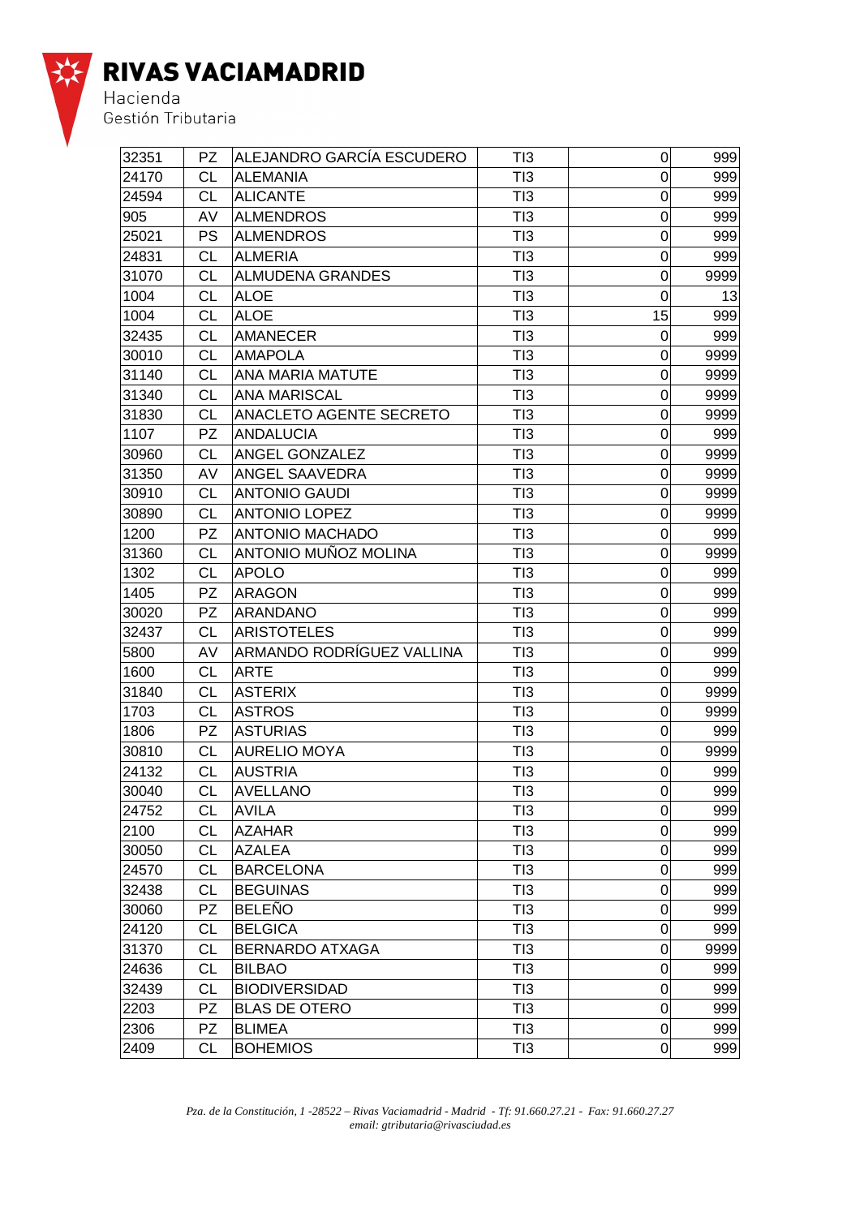| | | | | | |
|---|---|---|---|---|---|
| 32351 | PZ | ALEJANDRO GARCÍA ESCUDERO | TI3 | 0 | 999 |
| 24170 | CL | ALEMANIA | TI3 | 0 | 999 |
| 24594 | CL | ALICANTE | TI3 | 0 | 999 |
| 905 | AV | ALMENDROS | TI3 | 0 | 999 |
| 25021 | PS | ALMENDROS | TI3 | 0 | 999 |
| 24831 | CL | ALMERIA | TI3 | 0 | 999 |
| 31070 | CL | ALMUDENA GRANDES | TI3 | 0 | 9999 |
| 1004 | CL | ALOE | TI3 | 0 | 13 |
| 1004 | CL | ALOE | TI3 | 15 | 999 |
| 32435 | CL | AMANECER | TI3 | 0 | 999 |
| 30010 | CL | AMAPOLA | TI3 | 0 | 9999 |
| 31140 | CL | ANA MARIA MATUTE | TI3 | 0 | 9999 |
| 31340 | CL | ANA MARISCAL | TI3 | 0 | 9999 |
| 31830 | CL | ANACLETO AGENTE SECRETO | TI3 | 0 | 9999 |
| 1107 | PZ | ANDALUCIA | TI3 | 0 | 999 |
| 30960 | CL | ANGEL GONZALEZ | TI3 | 0 | 9999 |
| 31350 | AV | ANGEL SAAVEDRA | TI3 | 0 | 9999 |
| 30910 | CL | ANTONIO GAUDI | TI3 | 0 | 9999 |
| 30890 | CL | ANTONIO LOPEZ | TI3 | 0 | 9999 |
| 1200 | PZ | ANTONIO MACHADO | TI3 | 0 | 999 |
| 31360 | CL | ANTONIO MUÑOZ MOLINA | TI3 | 0 | 9999 |
| 1302 | CL | APOLO | TI3 | 0 | 999 |
| 1405 | PZ | ARAGON | TI3 | 0 | 999 |
| 30020 | PZ | ARANDANO | TI3 | 0 | 999 |
| 32437 | CL | ARISTOTELES | TI3 | 0 | 999 |
| 5800 | AV | ARMANDO RODRÍGUEZ VALLINA | TI3 | 0 | 999 |
| 1600 | CL | ARTE | TI3 | 0 | 999 |
| 31840 | CL | ASTERIX | TI3 | 0 | 9999 |
| 1703 | CL | ASTROS | TI3 | 0 | 9999 |
| 1806 | PZ | ASTURIAS | TI3 | 0 | 999 |
| 30810 | CL | AURELIO MOYA | TI3 | 0 | 9999 |
| 24132 | CL | AUSTRIA | TI3 | 0 | 999 |
| 30040 | CL | AVELLANO | TI3 | 0 | 999 |
| 24752 | CL | AVILA | TI3 | 0 | 999 |
| 2100 | CL | AZAHAR | TI3 | 0 | 999 |
| 30050 | CL | AZALEA | TI3 | 0 | 999 |
| 24570 | CL | BARCELONA | TI3 | 0 | 999 |
| 32438 | CL | BEGUINAS | TI3 | 0 | 999 |
| 30060 | PZ | BELEÑO | TI3 | 0 | 999 |
| 24120 | CL | BELGICA | TI3 | 0 | 999 |
| 31370 | CL | BERNARDO ATXAGA | TI3 | 0 | 9999 |
| 24636 | CL | BILBAO | TI3 | 0 | 999 |
| 32439 | CL | BIODIVERSIDAD | TI3 | 0 | 999 |
| 2203 | PZ | BLAS DE OTERO | TI3 | 0 | 999 |
| 2306 | PZ | BLIMEA | TI3 | 0 | 999 |
| 2409 | CL | BOHEMIOS | TI3 | 0 | 999 |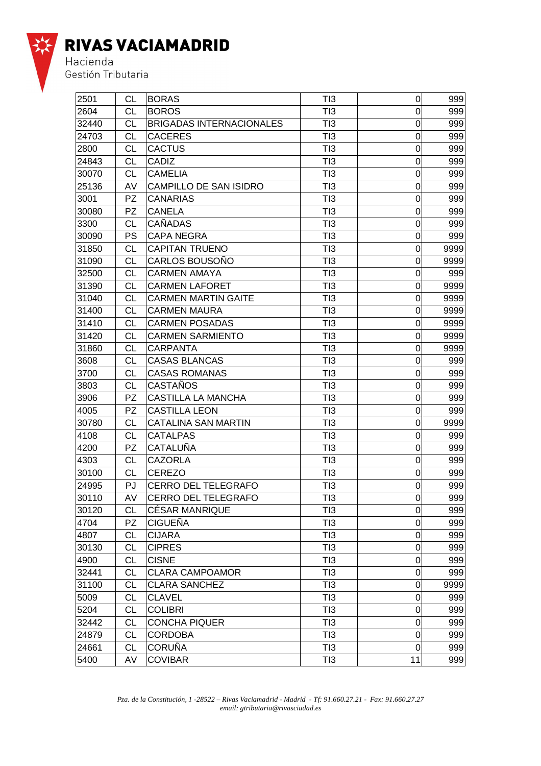| 2501 | CL | BORAS | TI3 | 0 | 999 |
|---|---|---|---|---|---|
| 2604 | CL | BOROS | TI3 | 0 | 999 |
| 32440 | CL | BRIGADAS INTERNACIONALES | TI3 | 0 | 999 |
| 24703 | CL | CACERES | TI3 | 0 | 999 |
| 2800 | CL | CACTUS | TI3 | 0 | 999 |
| 24843 | CL | CADIZ | TI3 | 0 | 999 |
| 30070 | CL | CAMELIA | TI3 | 0 | 999 |
| 25136 | AV | CAMPILLO DE SAN ISIDRO | TI3 | 0 | 999 |
| 3001 | PZ | CANARIAS | TI3 | 0 | 999 |
| 30080 | PZ | CANELA | TI3 | 0 | 999 |
| 3300 | CL | CAÑADAS | TI3 | 0 | 999 |
| 30090 | PS | CAPA NEGRA | TI3 | 0 | 999 |
| 31850 | CL | CAPITAN TRUENO | TI3 | 0 | 9999 |
| 31090 | CL | CARLOS BOUSOÑO | TI3 | 0 | 9999 |
| 32500 | CL | CARMEN AMAYA | TI3 | 0 | 999 |
| 31390 | CL | CARMEN LAFORET | TI3 | 0 | 9999 |
| 31040 | CL | CARMEN MARTIN GAITE | TI3 | 0 | 9999 |
| 31400 | CL | CARMEN MAURA | TI3 | 0 | 9999 |
| 31410 | CL | CARMEN POSADAS | TI3 | 0 | 9999 |
| 31420 | CL | CARMEN SARMIENTO | TI3 | 0 | 9999 |
| 31860 | CL | CARPANTA | TI3 | 0 | 9999 |
| 3608 | CL | CASAS BLANCAS | TI3 | 0 | 999 |
| 3700 | CL | CASAS ROMANAS | TI3 | 0 | 999 |
| 3803 | CL | CASTAÑOS | TI3 | 0 | 999 |
| 3906 | PZ | CASTILLA LA MANCHA | TI3 | 0 | 999 |
| 4005 | PZ | CASTILLA LEON | TI3 | 0 | 999 |
| 30780 | CL | CATALINA SAN MARTIN | TI3 | 0 | 9999 |
| 4108 | CL | CATALPAS | TI3 | 0 | 999 |
| 4200 | PZ | CATALUÑA | TI3 | 0 | 999 |
| 4303 | CL | CAZORLA | TI3 | 0 | 999 |
| 30100 | CL | CEREZO | TI3 | 0 | 999 |
| 24995 | PJ | CERRO DEL TELEGRAFO | TI3 | 0 | 999 |
| 30110 | AV | CERRO DEL TELEGRAFO | TI3 | 0 | 999 |
| 30120 | CL | CÉSAR MANRIQUE | TI3 | 0 | 999 |
| 4704 | PZ | CIGUEÑA | TI3 | 0 | 999 |
| 4807 | CL | CIJARA | TI3 | 0 | 999 |
| 30130 | CL | CIPRES | TI3 | 0 | 999 |
| 4900 | CL | CISNE | TI3 | 0 | 999 |
| 32441 | CL | CLARA CAMPOAMOR | TI3 | 0 | 999 |
| 31100 | CL | CLARA SANCHEZ | TI3 | 0 | 9999 |
| 5009 | CL | CLAVEL | TI3 | 0 | 999 |
| 5204 | CL | COLIBRI | TI3 | 0 | 999 |
| 32442 | CL | CONCHA PIQUER | TI3 | 0 | 999 |
| 24879 | CL | CORDOBA | TI3 | 0 | 999 |
| 24661 | CL | CORUÑA | TI3 | 0 | 999 |
| 5400 | AV | COVIBAR | TI3 | 11 | 999 |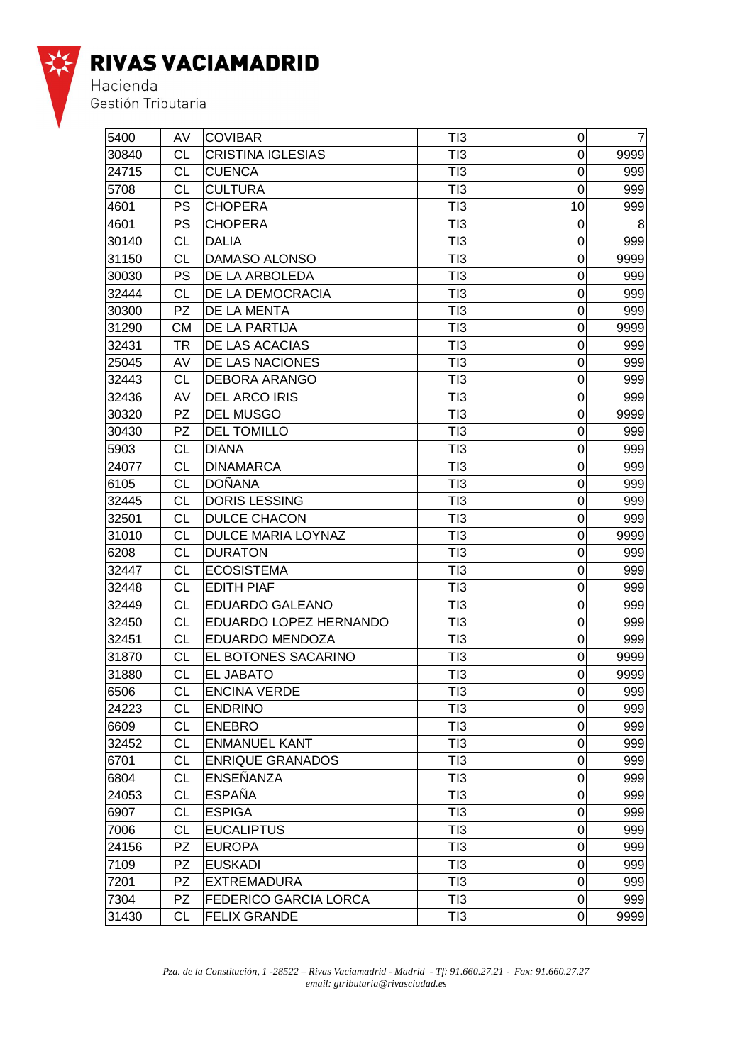| 5400 | AV | COVIBAR | TI3 | 0 | 7 |
|---|---|---|---|---|---|
| 30840 | CL | CRISTINA IGLESIAS | TI3 | 0 | 9999 |
| 24715 | CL | CUENCA | TI3 | 0 | 999 |
| 5708 | CL | CULTURA | TI3 | 0 | 999 |
| 4601 | PS | CHOPERA | TI3 | 10 | 999 |
| 4601 | PS | CHOPERA | TI3 | 0 | 8 |
| 30140 | CL | DALIA | TI3 | 0 | 999 |
| 31150 | CL | DAMASO ALONSO | TI3 | 0 | 9999 |
| 30030 | PS | DE LA ARBOLEDA | TI3 | 0 | 999 |
| 32444 | CL | DE LA DEMOCRACIA | TI3 | 0 | 999 |
| 30300 | PZ | DE LA MENTA | TI3 | 0 | 999 |
| 31290 | CM | DE LA PARTIJA | TI3 | 0 | 9999 |
| 32431 | TR | DE LAS ACACIAS | TI3 | 0 | 999 |
| 25045 | AV | DE LAS NACIONES | TI3 | 0 | 999 |
| 32443 | CL | DEBORA ARANGO | TI3 | 0 | 999 |
| 32436 | AV | DEL ARCO IRIS | TI3 | 0 | 999 |
| 30320 | PZ | DEL MUSGO | TI3 | 0 | 9999 |
| 30430 | PZ | DEL TOMILLO | TI3 | 0 | 999 |
| 5903 | CL | DIANA | TI3 | 0 | 999 |
| 24077 | CL | DINAMARCA | TI3 | 0 | 999 |
| 6105 | CL | DOÑANA | TI3 | 0 | 999 |
| 32445 | CL | DORIS LESSING | TI3 | 0 | 999 |
| 32501 | CL | DULCE CHACON | TI3 | 0 | 999 |
| 31010 | CL | DULCE MARIA LOYNAZ | TI3 | 0 | 9999 |
| 6208 | CL | DURATON | TI3 | 0 | 999 |
| 32447 | CL | ECOSISTEMA | TI3 | 0 | 999 |
| 32448 | CL | EDITH PIAF | TI3 | 0 | 999 |
| 32449 | CL | EDUARDO GALEANO | TI3 | 0 | 999 |
| 32450 | CL | EDUARDO LOPEZ HERNANDO | TI3 | 0 | 999 |
| 32451 | CL | EDUARDO MENDOZA | TI3 | 0 | 999 |
| 31870 | CL | EL BOTONES SACARINO | TI3 | 0 | 9999 |
| 31880 | CL | EL JABATO | TI3 | 0 | 9999 |
| 6506 | CL | ENCINA VERDE | TI3 | 0 | 999 |
| 24223 | CL | ENDRINO | TI3 | 0 | 999 |
| 6609 | CL | ENEBRO | TI3 | 0 | 999 |
| 32452 | CL | ENMANUEL KANT | TI3 | 0 | 999 |
| 6701 | CL | ENRIQUE GRANADOS | TI3 | 0 | 999 |
| 6804 | CL | ENSEÑANZA | TI3 | 0 | 999 |
| 24053 | CL | ESPAÑA | TI3 | 0 | 999 |
| 6907 | CL | ESPIGA | TI3 | 0 | 999 |
| 7006 | CL | EUCALIPTUS | TI3 | 0 | 999 |
| 24156 | PZ | EUROPA | TI3 | 0 | 999 |
| 7109 | PZ | EUSKADI | TI3 | 0 | 999 |
| 7201 | PZ | EXTREMADURA | TI3 | 0 | 999 |
| 7304 | PZ | FEDERICO GARCIA LORCA | TI3 | 0 | 999 |
| 31430 | CL | FELIX GRANDE | TI3 | 0 | 9999 |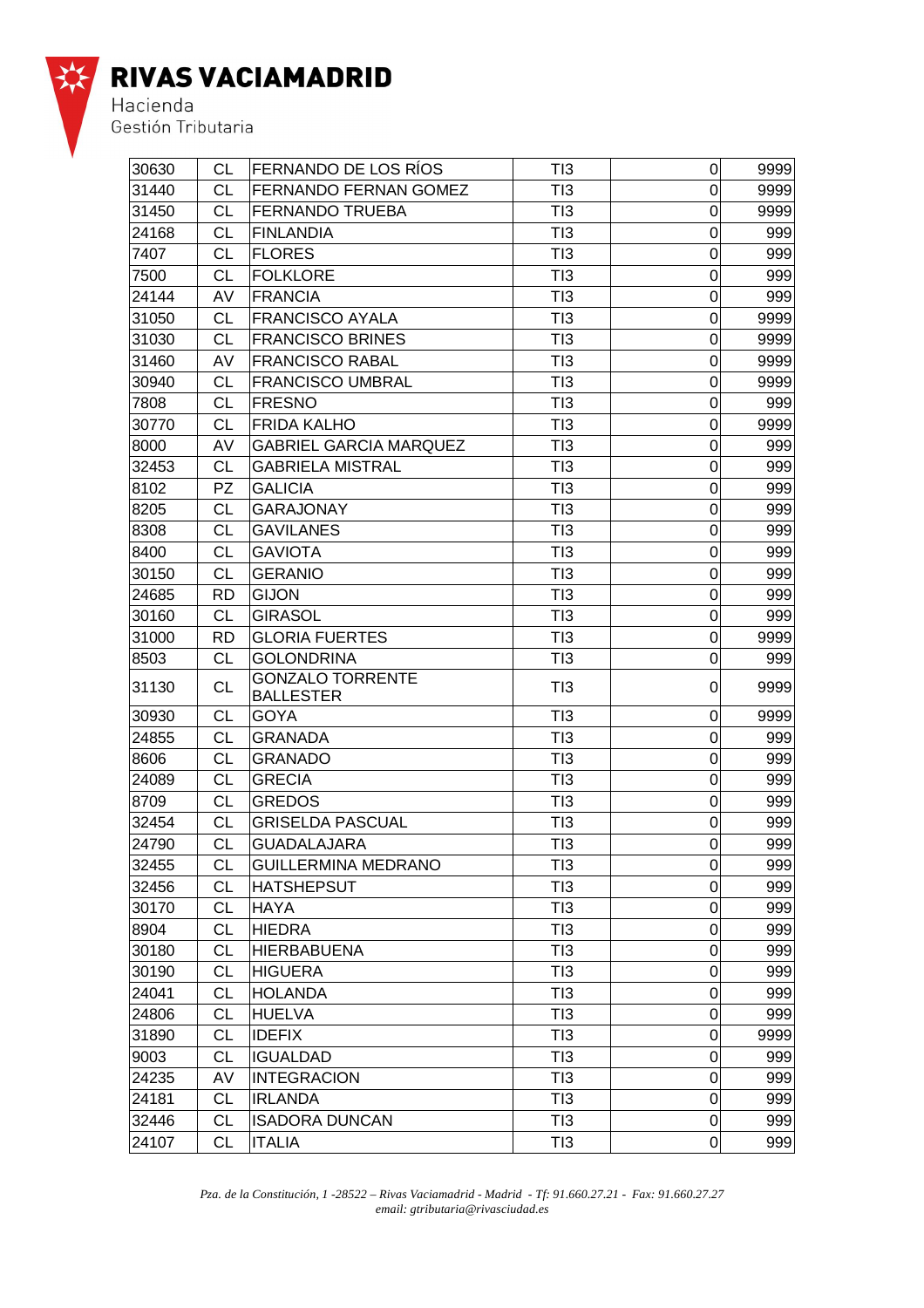| 30630 | CL | FERNANDO DE LOS RÍOS | TI3 | 0 | 9999 |
|---|---|---|---|---|---|
| 31440 | CL | FERNANDO FERNAN GOMEZ | TI3 | 0 | 9999 |
| 31450 | CL | FERNANDO TRUEBA | TI3 | 0 | 9999 |
| 24168 | CL | FINLANDIA | TI3 | 0 | 999 |
| 7407 | CL | FLORES | TI3 | 0 | 999 |
| 7500 | CL | FOLKLORE | TI3 | 0 | 999 |
| 24144 | AV | FRANCIA | TI3 | 0 | 999 |
| 31050 | CL | FRANCISCO AYALA | TI3 | 0 | 9999 |
| 31030 | CL | FRANCISCO BRINES | TI3 | 0 | 9999 |
| 31460 | AV | FRANCISCO RABAL | TI3 | 0 | 9999 |
| 30940 | CL | FRANCISCO UMBRAL | TI3 | 0 | 9999 |
| 7808 | CL | FRESNO | TI3 | 0 | 999 |
| 30770 | CL | FRIDA KALHO | TI3 | 0 | 9999 |
| 8000 | AV | GABRIEL GARCIA MARQUEZ | TI3 | 0 | 999 |
| 32453 | CL | GABRIELA MISTRAL | TI3 | 0 | 999 |
| 8102 | PZ | GALICIA | TI3 | 0 | 999 |
| 8205 | CL | GARAJONAY | TI3 | 0 | 999 |
| 8308 | CL | GAVILANES | TI3 | 0 | 999 |
| 8400 | CL | GAVIOTA | TI3 | 0 | 999 |
| 30150 | CL | GERANIO | TI3 | 0 | 999 |
| 24685 | RD | GIJON | TI3 | 0 | 999 |
| 30160 | CL | GIRASOL | TI3 | 0 | 999 |
| 31000 | RD | GLORIA FUERTES | TI3 | 0 | 9999 |
| 8503 | CL | GOLONDRINA | TI3 | 0 | 999 |
| 31130 | CL | GONZALO TORRENTE BALLESTER | TI3 | 0 | 9999 |
| 30930 | CL | GOYA | TI3 | 0 | 9999 |
| 24855 | CL | GRANADA | TI3 | 0 | 999 |
| 8606 | CL | GRANADO | TI3 | 0 | 999 |
| 24089 | CL | GRECIA | TI3 | 0 | 999 |
| 8709 | CL | GREDOS | TI3 | 0 | 999 |
| 32454 | CL | GRISELDA PASCUAL | TI3 | 0 | 999 |
| 24790 | CL | GUADALAJARA | TI3 | 0 | 999 |
| 32455 | CL | GUILLERMINA MEDRANO | TI3 | 0 | 999 |
| 32456 | CL | HATSHEPSUT | TI3 | 0 | 999 |
| 30170 | CL | HAYA | TI3 | 0 | 999 |
| 8904 | CL | HIEDRA | TI3 | 0 | 999 |
| 30180 | CL | HIERBABUENA | TI3 | 0 | 999 |
| 30190 | CL | HIGUERA | TI3 | 0 | 999 |
| 24041 | CL | HOLANDA | TI3 | 0 | 999 |
| 24806 | CL | HUELVA | TI3 | 0 | 999 |
| 31890 | CL | IDEFIX | TI3 | 0 | 9999 |
| 9003 | CL | IGUALDAD | TI3 | 0 | 999 |
| 24235 | AV | INTEGRACION | TI3 | 0 | 999 |
| 24181 | CL | IRLANDA | TI3 | 0 | 999 |
| 32446 | CL | ISADORA DUNCAN | TI3 | 0 | 999 |
| 24107 | CL | ITALIA | TI3 | 0 | 999 |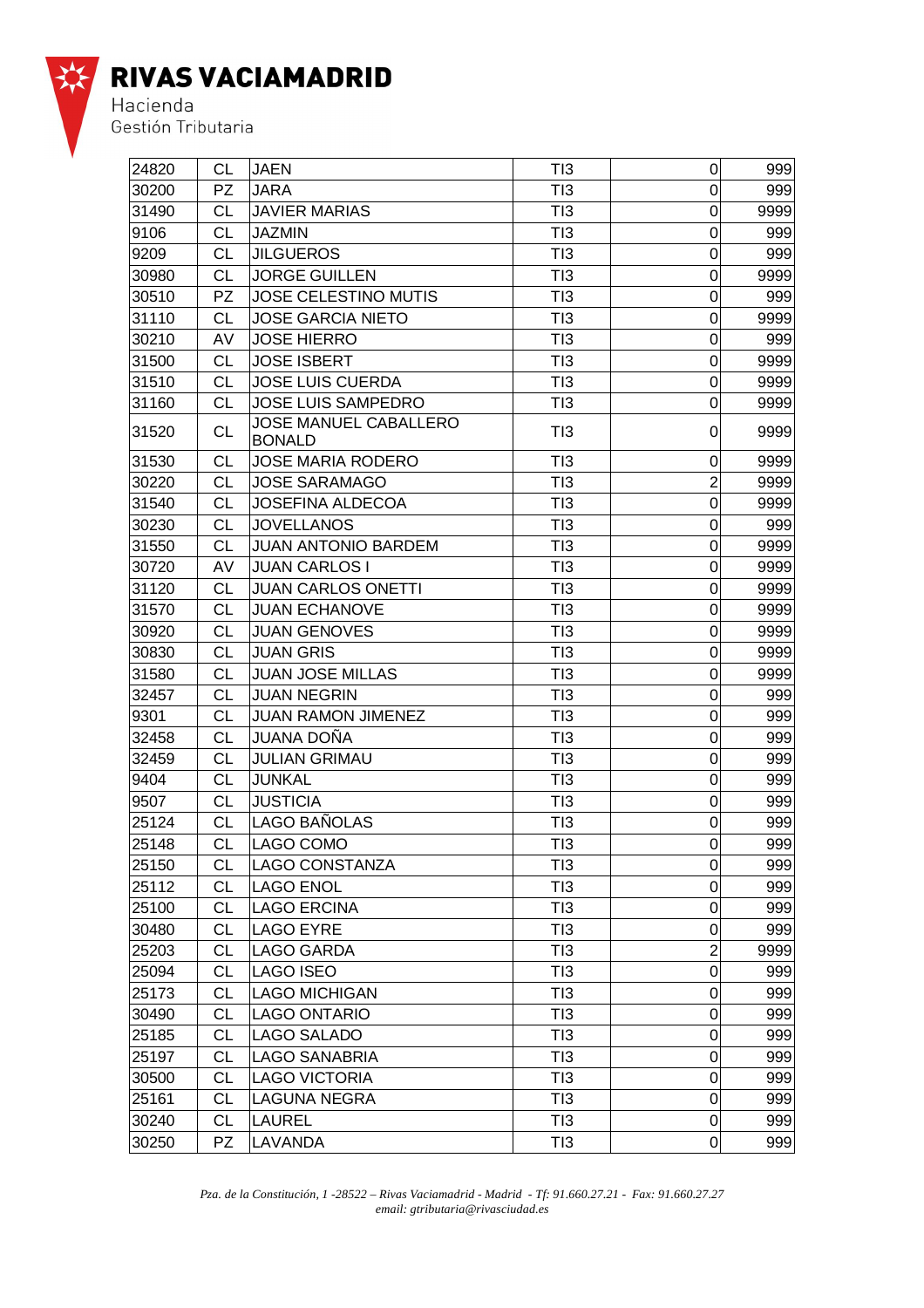| 24820 | CL | JAEN | TI3 | 0 | 999 |
|---|---|---|---|---|---|
| 30200 | PZ | JARA | TI3 | 0 | 999 |
| 31490 | CL | JAVIER MARIAS | TI3 | 0 | 9999 |
| 9106 | CL | JAZMIN | TI3 | 0 | 999 |
| 9209 | CL | JILGUEROS | TI3 | 0 | 999 |
| 30980 | CL | JORGE GUILLEN | TI3 | 0 | 9999 |
| 30510 | PZ | JOSE CELESTINO MUTIS | TI3 | 0 | 999 |
| 31110 | CL | JOSE GARCIA NIETO | TI3 | 0 | 9999 |
| 30210 | AV | JOSE HIERRO | TI3 | 0 | 999 |
| 31500 | CL | JOSE ISBERT | TI3 | 0 | 9999 |
| 31510 | CL | JOSE LUIS CUERDA | TI3 | 0 | 9999 |
| 31160 | CL | JOSE LUIS SAMPEDRO | TI3 | 0 | 9999 |
| 31520 | CL | JOSE MANUEL CABALLERO BONALD | TI3 | 0 | 9999 |
| 31530 | CL | JOSE MARIA RODERO | TI3 | 0 | 9999 |
| 30220 | CL | JOSE SARAMAGO | TI3 | 2 | 9999 |
| 31540 | CL | JOSEFINA ALDECOA | TI3 | 0 | 9999 |
| 30230 | CL | JOVELLANOS | TI3 | 0 | 999 |
| 31550 | CL | JUAN ANTONIO BARDEM | TI3 | 0 | 9999 |
| 30720 | AV | JUAN CARLOS I | TI3 | 0 | 9999 |
| 31120 | CL | JUAN CARLOS ONETTI | TI3 | 0 | 9999 |
| 31570 | CL | JUAN ECHANOVE | TI3 | 0 | 9999 |
| 30920 | CL | JUAN GENOVES | TI3 | 0 | 9999 |
| 30830 | CL | JUAN GRIS | TI3 | 0 | 9999 |
| 31580 | CL | JUAN JOSE MILLAS | TI3 | 0 | 9999 |
| 32457 | CL | JUAN NEGRIN | TI3 | 0 | 999 |
| 9301 | CL | JUAN RAMON JIMENEZ | TI3 | 0 | 999 |
| 32458 | CL | JUANA DOÑA | TI3 | 0 | 999 |
| 32459 | CL | JULIAN GRIMAU | TI3 | 0 | 999 |
| 9404 | CL | JUNKAL | TI3 | 0 | 999 |
| 9507 | CL | JUSTICIA | TI3 | 0 | 999 |
| 25124 | CL | LAGO BAÑOLAS | TI3 | 0 | 999 |
| 25148 | CL | LAGO COMO | TI3 | 0 | 999 |
| 25150 | CL | LAGO CONSTANZA | TI3 | 0 | 999 |
| 25112 | CL | LAGO ENOL | TI3 | 0 | 999 |
| 25100 | CL | LAGO ERCINA | TI3 | 0 | 999 |
| 30480 | CL | LAGO EYRE | TI3 | 0 | 999 |
| 25203 | CL | LAGO GARDA | TI3 | 2 | 9999 |
| 25094 | CL | LAGO ISEO | TI3 | 0 | 999 |
| 25173 | CL | LAGO MICHIGAN | TI3 | 0 | 999 |
| 30490 | CL | LAGO ONTARIO | TI3 | 0 | 999 |
| 25185 | CL | LAGO SALADO | TI3 | 0 | 999 |
| 25197 | CL | LAGO SANABRIA | TI3 | 0 | 999 |
| 30500 | CL | LAGO VICTORIA | TI3 | 0 | 999 |
| 25161 | CL | LAGUNA NEGRA | TI3 | 0 | 999 |
| 30240 | CL | LAUREL | TI3 | 0 | 999 |
| 30250 | PZ | LAVANDA | TI3 | 0 | 999 |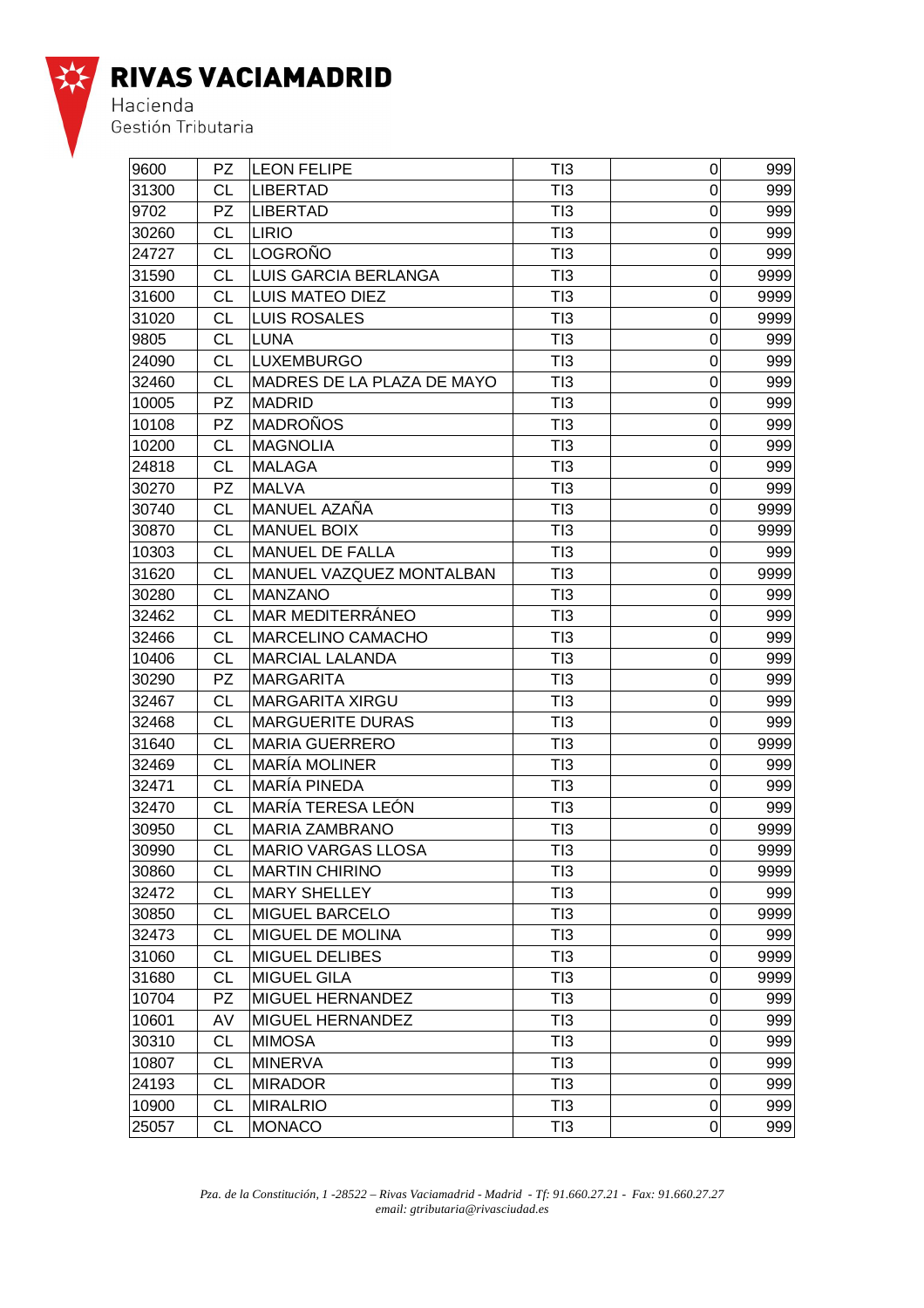# RIVAS VACIAMADRID

Hacienda
Gestión Tributaria

| 9600 | PZ | LEON FELIPE | TI3 | 0 | 999 |
|---|---|---|---|---|---|
| 31300 | CL | LIBERTAD | TI3 | 0 | 999 |
| 9702 | PZ | LIBERTAD | TI3 | 0 | 999 |
| 30260 | CL | LIRIO | TI3 | 0 | 999 |
| 24727 | CL | LOGROÑO | TI3 | 0 | 999 |
| 31590 | CL | LUIS GARCIA BERLANGA | TI3 | 0 | 9999 |
| 31600 | CL | LUIS MATEO DIEZ | TI3 | 0 | 9999 |
| 31020 | CL | LUIS ROSALES | TI3 | 0 | 9999 |
| 9805 | CL | LUNA | TI3 | 0 | 999 |
| 24090 | CL | LUXEMBURGO | TI3 | 0 | 999 |
| 32460 | CL | MADRES DE LA PLAZA DE MAYO | TI3 | 0 | 999 |
| 10005 | PZ | MADRID | TI3 | 0 | 999 |
| 10108 | PZ | MADROÑOS | TI3 | 0 | 999 |
| 10200 | CL | MAGNOLIA | TI3 | 0 | 999 |
| 24818 | CL | MALAGA | TI3 | 0 | 999 |
| 30270 | PZ | MALVA | TI3 | 0 | 999 |
| 30740 | CL | MANUEL AZAÑA | TI3 | 0 | 9999 |
| 30870 | CL | MANUEL BOIX | TI3 | 0 | 9999 |
| 10303 | CL | MANUEL DE FALLA | TI3 | 0 | 999 |
| 31620 | CL | MANUEL VAZQUEZ MONTALBAN | TI3 | 0 | 9999 |
| 30280 | CL | MANZANO | TI3 | 0 | 999 |
| 32462 | CL | MAR MEDITERRÁNEO | TI3 | 0 | 999 |
| 32466 | CL | MARCELINO CAMACHO | TI3 | 0 | 999 |
| 10406 | CL | MARCIAL LALANDA | TI3 | 0 | 999 |
| 30290 | PZ | MARGARITA | TI3 | 0 | 999 |
| 32467 | CL | MARGARITA XIRGU | TI3 | 0 | 999 |
| 32468 | CL | MARGUERITE DURAS | TI3 | 0 | 999 |
| 31640 | CL | MARIA GUERRERO | TI3 | 0 | 9999 |
| 32469 | CL | MARÍA MOLINER | TI3 | 0 | 999 |
| 32471 | CL | MARÍA PINEDA | TI3 | 0 | 999 |
| 32470 | CL | MARÍA TERESA LEÓN | TI3 | 0 | 999 |
| 30950 | CL | MARIA ZAMBRANO | TI3 | 0 | 9999 |
| 30990 | CL | MARIO VARGAS LLOSA | TI3 | 0 | 9999 |
| 30860 | CL | MARTIN CHIRINO | TI3 | 0 | 9999 |
| 32472 | CL | MARY SHELLEY | TI3 | 0 | 999 |
| 30850 | CL | MIGUEL BARCELO | TI3 | 0 | 9999 |
| 32473 | CL | MIGUEL DE MOLINA | TI3 | 0 | 999 |
| 31060 | CL | MIGUEL DELIBES | TI3 | 0 | 9999 |
| 31680 | CL | MIGUEL GILA | TI3 | 0 | 9999 |
| 10704 | PZ | MIGUEL HERNANDEZ | TI3 | 0 | 999 |
| 10601 | AV | MIGUEL HERNANDEZ | TI3 | 0 | 999 |
| 30310 | CL | MIMOSA | TI3 | 0 | 999 |
| 10807 | CL | MINERVA | TI3 | 0 | 999 |
| 24193 | CL | MIRADOR | TI3 | 0 | 999 |
| 10900 | CL | MIRALRIO | TI3 | 0 | 999 |
| 25057 | CL | MONACO | TI3 | 0 | 999 |

*Pza. de la Constitución, 1 -28522 – Rivas Vaciamadrid - Madrid - Tf: 91.660.27.21 - Fax: 91.660.27.27*
*email: gtributaria@rivasciudad.es*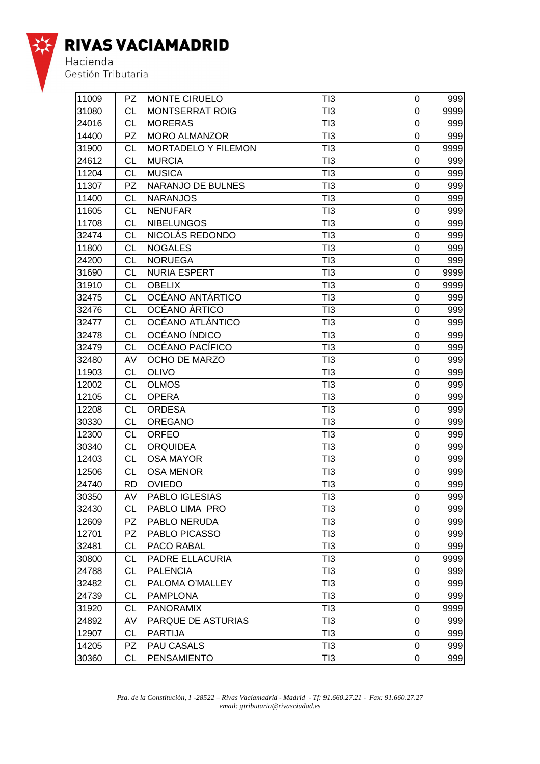| 11009 | PZ | MONTE CIRUELO | TI3 | 0 | 999 |
|---|---|---|---|---|---|
| 31080 | CL | MONTSERRAT ROIG | TI3 | 0 | 9999 |
| 24016 | CL | MORERAS | TI3 | 0 | 999 |
| 14400 | PZ | MORO ALMANZOR | TI3 | 0 | 999 |
| 31900 | CL | MORTADELO Y FILEMON | TI3 | 0 | 9999 |
| 24612 | CL | MURCIA | TI3 | 0 | 999 |
| 11204 | CL | MUSICA | TI3 | 0 | 999 |
| 11307 | PZ | NARANJO DE BULNES | TI3 | 0 | 999 |
| 11400 | CL | NARANJOS | TI3 | 0 | 999 |
| 11605 | CL | NENUFAR | TI3 | 0 | 999 |
| 11708 | CL | NIBELUNGOS | TI3 | 0 | 999 |
| 32474 | CL | NICOLÁS REDONDO | TI3 | 0 | 999 |
| 11800 | CL | NOGALES | TI3 | 0 | 999 |
| 24200 | CL | NORUEGA | TI3 | 0 | 999 |
| 31690 | CL | NURIA ESPERT | TI3 | 0 | 9999 |
| 31910 | CL | OBELIX | TI3 | 0 | 9999 |
| 32475 | CL | OCÉANO ANTÁRTICO | TI3 | 0 | 999 |
| 32476 | CL | OCÉANO ÁRTICO | TI3 | 0 | 999 |
| 32477 | CL | OCÉANO ATLÁNTICO | TI3 | 0 | 999 |
| 32478 | CL | OCÉANO ÍNDICO | TI3 | 0 | 999 |
| 32479 | CL | OCÉANO PACÍFICO | TI3 | 0 | 999 |
| 32480 | AV | OCHO DE MARZO | TI3 | 0 | 999 |
| 11903 | CL | OLIVO | TI3 | 0 | 999 |
| 12002 | CL | OLMOS | TI3 | 0 | 999 |
| 12105 | CL | OPERA | TI3 | 0 | 999 |
| 12208 | CL | ORDESA | TI3 | 0 | 999 |
| 30330 | CL | OREGANO | TI3 | 0 | 999 |
| 12300 | CL | ORFEO | TI3 | 0 | 999 |
| 30340 | CL | ORQUIDEA | TI3 | 0 | 999 |
| 12403 | CL | OSA MAYOR | TI3 | 0 | 999 |
| 12506 | CL | OSA MENOR | TI3 | 0 | 999 |
| 24740 | RD | OVIEDO | TI3 | 0 | 999 |
| 30350 | AV | PABLO IGLESIAS | TI3 | 0 | 999 |
| 32430 | CL | PABLO LIMA PRO | TI3 | 0 | 999 |
| 12609 | PZ | PABLO NERUDA | TI3 | 0 | 999 |
| 12701 | PZ | PABLO PICASSO | TI3 | 0 | 999 |
| 32481 | CL | PACO RABAL | TI3 | 0 | 999 |
| 30800 | CL | PADRE ELLACURIA | TI3 | 0 | 9999 |
| 24788 | CL | PALENCIA | TI3 | 0 | 999 |
| 32482 | CL | PALOMA O'MALLEY | TI3 | 0 | 999 |
| 24739 | CL | PAMPLONA | TI3 | 0 | 999 |
| 31920 | CL | PANORAMIX | TI3 | 0 | 9999 |
| 24892 | AV | PARQUE DE ASTURIAS | TI3 | 0 | 999 |
| 12907 | CL | PARTIJA | TI3 | 0 | 999 |
| 14205 | PZ | PAU CASALS | TI3 | 0 | 999 |
| 30360 | CL | PENSAMIENTO | TI3 | 0 | 999 |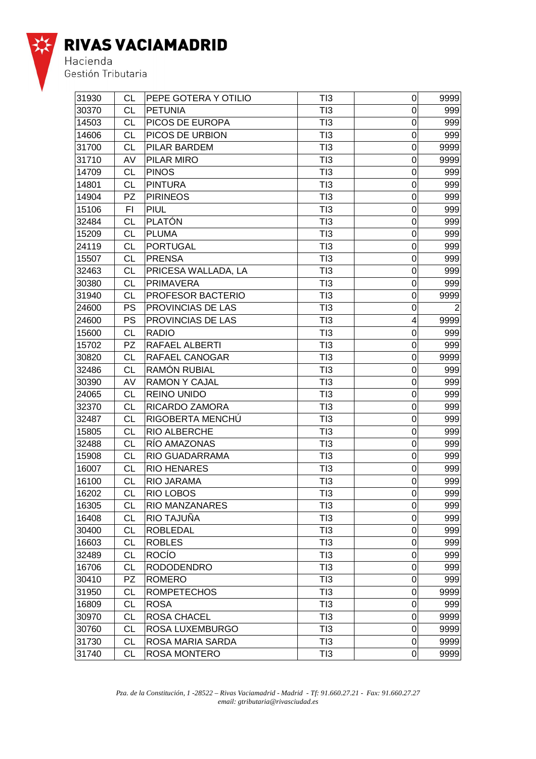| 31930 | CL | PEPE GOTERA Y OTILIO | TI3 | 0 | 9999 |
|---|---|---|---|---|---|
| 30370 | CL | PETUNIA | TI3 | 0 | 999 |
| 14503 | CL | PICOS DE EUROPA | TI3 | 0 | 999 |
| 14606 | CL | PICOS DE URBION | TI3 | 0 | 999 |
| 31700 | CL | PILAR BARDEM | TI3 | 0 | 9999 |
| 31710 | AV | PILAR MIRO | TI3 | 0 | 9999 |
| 14709 | CL | PINOS | TI3 | 0 | 999 |
| 14801 | CL | PINTURA | TI3 | 0 | 999 |
| 14904 | PZ | PIRINEOS | TI3 | 0 | 999 |
| 15106 | FI | PIUL | TI3 | 0 | 999 |
| 32484 | CL | PLATÓN | TI3 | 0 | 999 |
| 15209 | CL | PLUMA | TI3 | 0 | 999 |
| 24119 | CL | PORTUGAL | TI3 | 0 | 999 |
| 15507 | CL | PRENSA | TI3 | 0 | 999 |
| 32463 | CL | PRICESA WALLADA, LA | TI3 | 0 | 999 |
| 30380 | CL | PRIMAVERA | TI3 | 0 | 999 |
| 31940 | CL | PROFESOR BACTERIO | TI3 | 0 | 9999 |
| 24600 | PS | PROVINCIAS DE LAS | TI3 | 0 | 2 |
| 24600 | PS | PROVINCIAS DE LAS | TI3 | 4 | 9999 |
| 15600 | CL | RADIO | TI3 | 0 | 999 |
| 15702 | PZ | RAFAEL ALBERTI | TI3 | 0 | 999 |
| 30820 | CL | RAFAEL CANOGAR | TI3 | 0 | 9999 |
| 32486 | CL | RAMÓN RUBIAL | TI3 | 0 | 999 |
| 30390 | AV | RAMON Y CAJAL | TI3 | 0 | 999 |
| 24065 | CL | REINO UNIDO | TI3 | 0 | 999 |
| 32370 | CL | RICARDO ZAMORA | TI3 | 0 | 999 |
| 32487 | CL | RIGOBERTA MENCHÚ | TI3 | 0 | 999 |
| 15805 | CL | RIO ALBERCHE | TI3 | 0 | 999 |
| 32488 | CL | RÍO AMAZONAS | TI3 | 0 | 999 |
| 15908 | CL | RIO GUADARRAMA | TI3 | 0 | 999 |
| 16007 | CL | RIO HENARES | TI3 | 0 | 999 |
| 16100 | CL | RIO JARAMA | TI3 | 0 | 999 |
| 16202 | CL | RIO LOBOS | TI3 | 0 | 999 |
| 16305 | CL | RIO MANZANARES | TI3 | 0 | 999 |
| 16408 | CL | RIO TAJUÑA | TI3 | 0 | 999 |
| 30400 | CL | ROBLEDAL | TI3 | 0 | 999 |
| 16603 | CL | ROBLES | TI3 | 0 | 999 |
| 32489 | CL | ROCÍO | TI3 | 0 | 999 |
| 16706 | CL | RODODENDRO | TI3 | 0 | 999 |
| 30410 | PZ | ROMERO | TI3 | 0 | 999 |
| 31950 | CL | ROMPETECHOS | TI3 | 0 | 9999 |
| 16809 | CL | ROSA | TI3 | 0 | 999 |
| 30970 | CL | ROSA CHACEL | TI3 | 0 | 9999 |
| 30760 | CL | ROSA LUXEMBURGO | TI3 | 0 | 9999 |
| 31730 | CL | ROSA MARIA SARDA | TI3 | 0 | 9999 |
| 31740 | CL | ROSA MONTERO | TI3 | 0 | 9999 |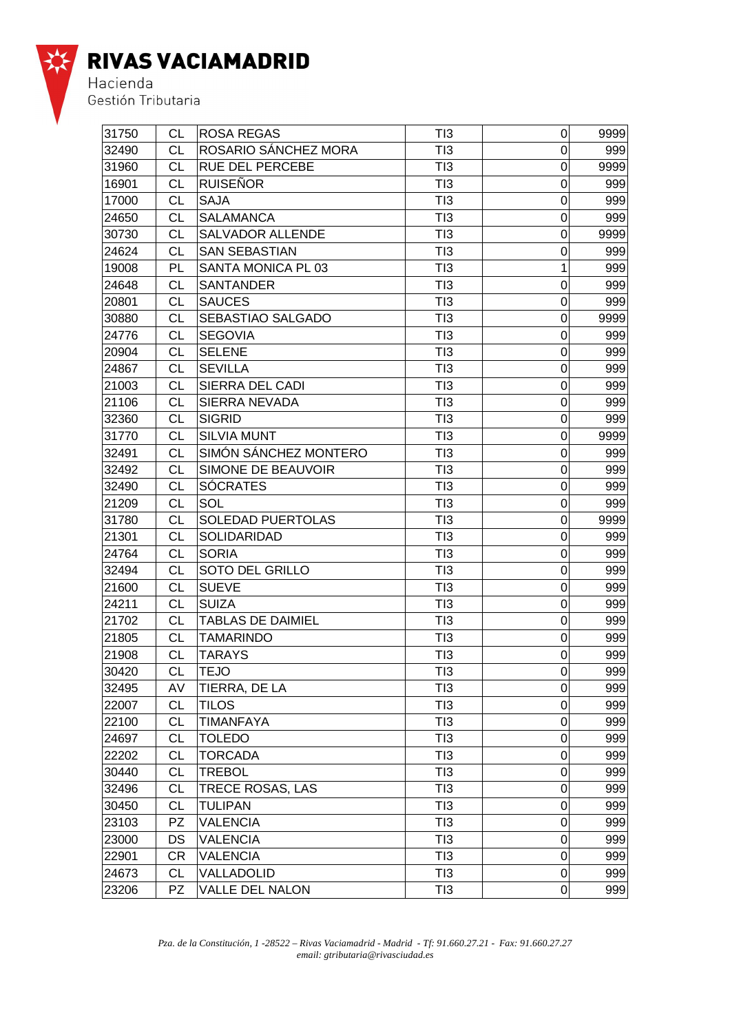| 31750 | CL | ROSA REGAS | TI3 | 0 | 9999 |
|---|---|---|---|---|---|
| 32490 | CL | ROSARIO SÁNCHEZ MORA | TI3 | 0 | 999 |
| 31960 | CL | RUE DEL PERCEBE | TI3 | 0 | 9999 |
| 16901 | CL | RUISEÑOR | TI3 | 0 | 999 |
| 17000 | CL | SAJA | TI3 | 0 | 999 |
| 24650 | CL | SALAMANCA | TI3 | 0 | 999 |
| 30730 | CL | SALVADOR ALLENDE | TI3 | 0 | 9999 |
| 24624 | CL | SAN SEBASTIAN | TI3 | 0 | 999 |
| 19008 | PL | SANTA MONICA PL 03 | TI3 | 1 | 999 |
| 24648 | CL | SANTANDER | TI3 | 0 | 999 |
| 20801 | CL | SAUCES | TI3 | 0 | 999 |
| 30880 | CL | SEBASTIAO SALGADO | TI3 | 0 | 9999 |
| 24776 | CL | SEGOVIA | TI3 | 0 | 999 |
| 20904 | CL | SELENE | TI3 | 0 | 999 |
| 24867 | CL | SEVILLA | TI3 | 0 | 999 |
| 21003 | CL | SIERRA DEL CADI | TI3 | 0 | 999 |
| 21106 | CL | SIERRA NEVADA | TI3 | 0 | 999 |
| 32360 | CL | SIGRID | TI3 | 0 | 999 |
| 31770 | CL | SILVIA MUNT | TI3 | 0 | 9999 |
| 32491 | CL | SIMÓN SÁNCHEZ MONTERO | TI3 | 0 | 999 |
| 32492 | CL | SIMONE DE BEAUVOIR | TI3 | 0 | 999 |
| 32490 | CL | SÓCRATES | TI3 | 0 | 999 |
| 21209 | CL | SOL | TI3 | 0 | 999 |
| 31780 | CL | SOLEDAD PUERTOLAS | TI3 | 0 | 9999 |
| 21301 | CL | SOLIDARIDAD | TI3 | 0 | 999 |
| 24764 | CL | SORIA | TI3 | 0 | 999 |
| 32494 | CL | SOTO DEL GRILLO | TI3 | 0 | 999 |
| 21600 | CL | SUEVE | TI3 | 0 | 999 |
| 24211 | CL | SUIZA | TI3 | 0 | 999 |
| 21702 | CL | TABLAS DE DAIMIEL | TI3 | 0 | 999 |
| 21805 | CL | TAMARINDO | TI3 | 0 | 999 |
| 21908 | CL | TARAYS | TI3 | 0 | 999 |
| 30420 | CL | TEJO | TI3 | 0 | 999 |
| 32495 | AV | TIERRA, DE LA | TI3 | 0 | 999 |
| 22007 | CL | TILOS | TI3 | 0 | 999 |
| 22100 | CL | TIMANFAYA | TI3 | 0 | 999 |
| 24697 | CL | TOLEDO | TI3 | 0 | 999 |
| 22202 | CL | TORCADA | TI3 | 0 | 999 |
| 30440 | CL | TREBOL | TI3 | 0 | 999 |
| 32496 | CL | TRECE ROSAS, LAS | TI3 | 0 | 999 |
| 30450 | CL | TULIPAN | TI3 | 0 | 999 |
| 23103 | PZ | VALENCIA | TI3 | 0 | 999 |
| 23000 | DS | VALENCIA | TI3 | 0 | 999 |
| 22901 | CR | VALENCIA | TI3 | 0 | 999 |
| 24673 | CL | VALLADOLID | TI3 | 0 | 999 |
| 23206 | PZ | VALLE DEL NALON | TI3 | 0 | 999 |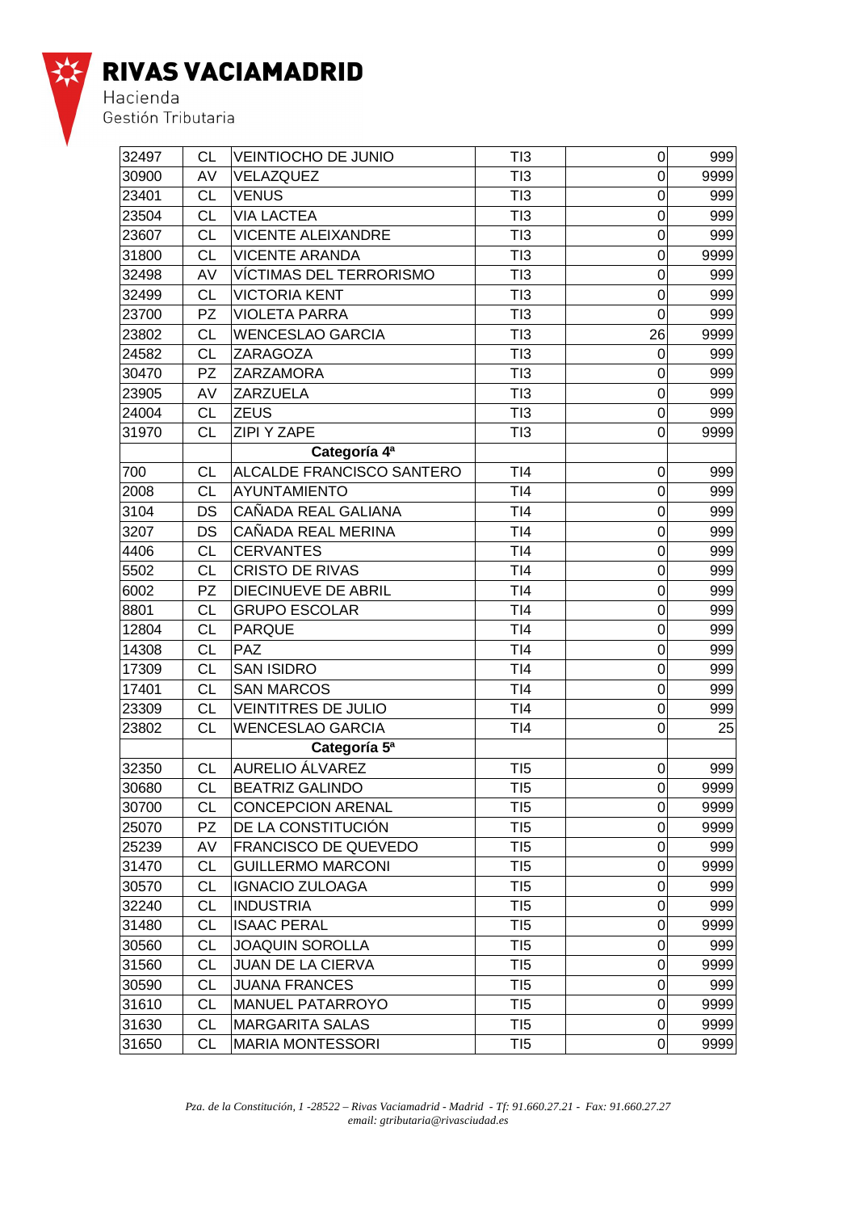| | | | | | |
|---|---|---|---|---|---|
| 32497 | CL | VEINTIOCHO DE JUNIO | TI3 | 0 | 999 |
| 30900 | AV | VELAZQUEZ | TI3 | 0 | 9999 |
| 23401 | CL | VENUS | TI3 | 0 | 999 |
| 23504 | CL | VIA LACTEA | TI3 | 0 | 999 |
| 23607 | CL | VICENTE ALEIXANDRE | TI3 | 0 | 999 |
| 31800 | CL | VICENTE ARANDA | TI3 | 0 | 9999 |
| 32498 | AV | VÍCTIMAS DEL TERRORISMO | TI3 | 0 | 999 |
| 32499 | CL | VICTORIA KENT | TI3 | 0 | 999 |
| 23700 | PZ | VIOLETA PARRA | TI3 | 0 | 999 |
| 23802 | CL | WENCESLAO GARCIA | TI3 | 26 | 9999 |
| 24582 | CL | ZARAGOZA | TI3 | 0 | 999 |
| 30470 | PZ | ZARZAMORA | TI3 | 0 | 999 |
| 23905 | AV | ZARZUELA | TI3 | 0 | 999 |
| 24004 | CL | ZEUS | TI3 | 0 | 999 |
| 31970 | CL | ZIPI Y ZAPE | TI3 | 0 | 9999 |
| | | **Categoría 4ª** | | | |
| 700 | CL | ALCALDE FRANCISCO SANTERO | TI4 | 0 | 999 |
| 2008 | CL | AYUNTAMIENTO | TI4 | 0 | 999 |
| 3104 | DS | CAÑADA REAL GALIANA | TI4 | 0 | 999 |
| 3207 | DS | CAÑADA REAL MERINA | TI4 | 0 | 999 |
| 4406 | CL | CERVANTES | TI4 | 0 | 999 |
| 5502 | CL | CRISTO DE RIVAS | TI4 | 0 | 999 |
| 6002 | PZ | DIECINUEVE DE ABRIL | TI4 | 0 | 999 |
| 8801 | CL | GRUPO ESCOLAR | TI4 | 0 | 999 |
| 12804 | CL | PARQUE | TI4 | 0 | 999 |
| 14308 | CL | PAZ | TI4 | 0 | 999 |
| 17309 | CL | SAN ISIDRO | TI4 | 0 | 999 |
| 17401 | CL | SAN MARCOS | TI4 | 0 | 999 |
| 23309 | CL | VEINTITRES DE JULIO | TI4 | 0 | 999 |
| 23802 | CL | WENCESLAO GARCIA | TI4 | 0 | 25 |
| | | **Categoría 5ª** | | | |
| 32350 | CL | AURELIO ÁLVAREZ | TI5 | 0 | 999 |
| 30680 | CL | BEATRIZ GALINDO | TI5 | 0 | 9999 |
| 30700 | CL | CONCEPCION ARENAL | TI5 | 0 | 9999 |
| 25070 | PZ | DE LA CONSTITUCIÓN | TI5 | 0 | 9999 |
| 25239 | AV | FRANCISCO DE QUEVEDO | TI5 | 0 | 999 |
| 31470 | CL | GUILLERMO MARCONI | TI5 | 0 | 9999 |
| 30570 | CL | IGNACIO ZULOAGA | TI5 | 0 | 999 |
| 32240 | CL | INDUSTRIA | TI5 | 0 | 999 |
| 31480 | CL | ISAAC PERAL | TI5 | 0 | 9999 |
| 30560 | CL | JOAQUIN SOROLLA | TI5 | 0 | 999 |
| 31560 | CL | JUAN DE LA CIERVA | TI5 | 0 | 9999 |
| 30590 | CL | JUANA FRANCES | TI5 | 0 | 999 |
| 31610 | CL | MANUEL PATARROYO | TI5 | 0 | 9999 |
| 31630 | CL | MARGARITA SALAS | TI5 | 0 | 9999 |
| 31650 | CL | MARIA MONTESSORI | TI5 | 0 | 9999 |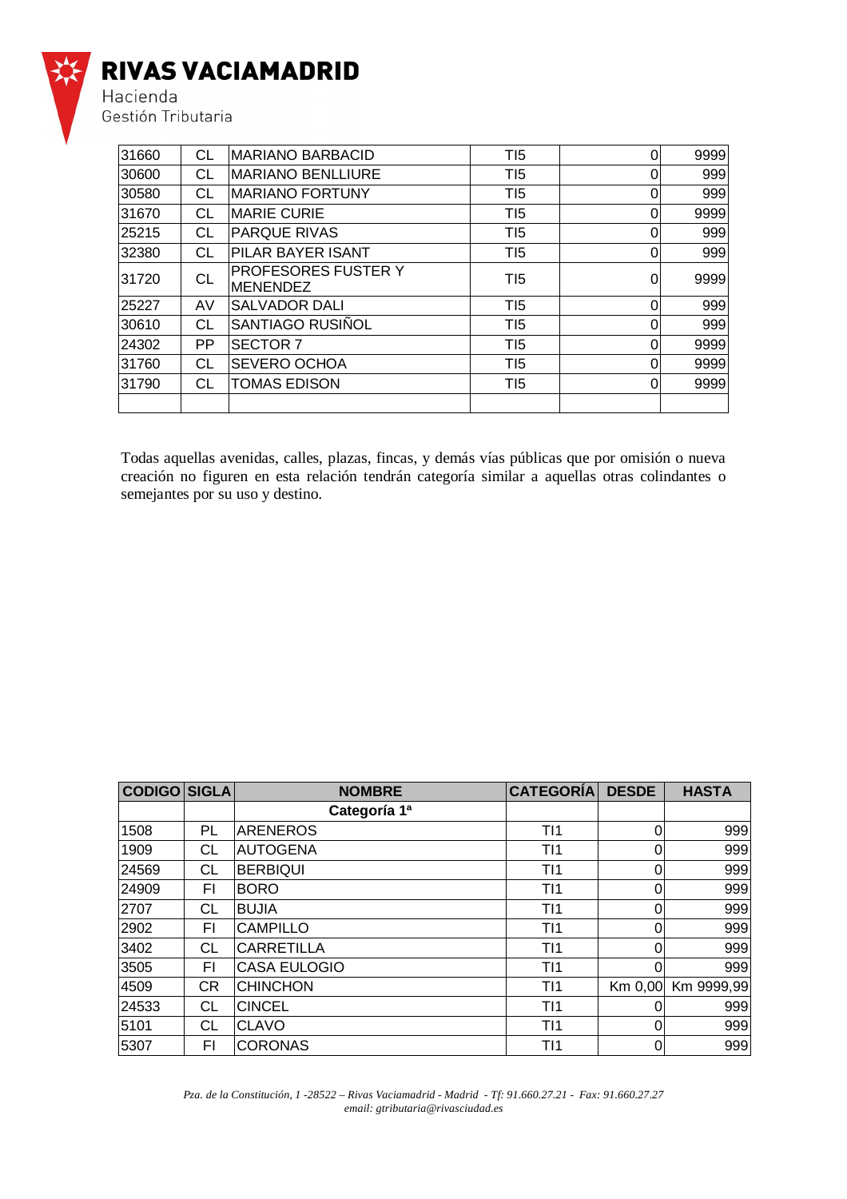| | | | | | |
|---|---|---|---|---|---|
| 31660 | CL | MARIANO BARBACID | TI5 | 0 | 9999 |
| 30600 | CL | MARIANO BENLLIURE | TI5 | 0 | 999 |
| 30580 | CL | MARIANO FORTUNY | TI5 | 0 | 999 |
| 31670 | CL | MARIE CURIE | TI5 | 0 | 9999 |
| 25215 | CL | PARQUE RIVAS | TI5 | 0 | 999 |
| 32380 | CL | PILAR BAYER ISANT | TI5 | 0 | 999 |
| 31720 | CL | PROFESORES FUSTER Y MENENDEZ | TI5 | 0 | 9999 |
| 25227 | AV | SALVADOR DALI | TI5 | 0 | 999 |
| 30610 | CL | SANTIAGO RUSIÑOL | TI5 | 0 | 999 |
| 24302 | PP | SECTOR 7 | TI5 | 0 | 9999 |
| 31760 | CL | SEVERO OCHOA | TI5 | 0 | 9999 |
| 31790 | CL | TOMAS EDISON | TI5 | 0 | 9999 |
| | | | | | |

Todas aquellas avenidas, calles, plazas, fincas, y demás vías públicas que por omisión o nueva creación no figuren en esta relación tendrán categoría similar a aquellas otras colindantes o semejantes por su uso y destino.

| CODIGO | SIGLA | NOMBRE | CATEGORÍA | DESDE | HASTA |
|---|---|---|---|---|---|
| | | **Categoría 1ª** | | | |
| 1508 | PL | ARENEROS | TI1 | 0 | 999 |
| 1909 | CL | AUTOGENA | TI1 | 0 | 999 |
| 24569 | CL | BERBIQUI | TI1 | 0 | 999 |
| 24909 | FI | BORO | TI1 | 0 | 999 |
| 2707 | CL | BUJIA | TI1 | 0 | 999 |
| 2902 | FI | CAMPILLO | TI1 | 0 | 999 |
| 3402 | CL | CARRETILLA | TI1 | 0 | 999 |
| 3505 | FI | CASA EULOGIO | TI1 | 0 | 999 |
| 4509 | CR | CHINCHON | TI1 | Km 0,00 | Km 9999,99 |
| 24533 | CL | CINCEL | TI1 | 0 | 999 |
| 5101 | CL | CLAVO | TI1 | 0 | 999 |
| 5307 | FI | CORONAS | TI1 | 0 | 999 |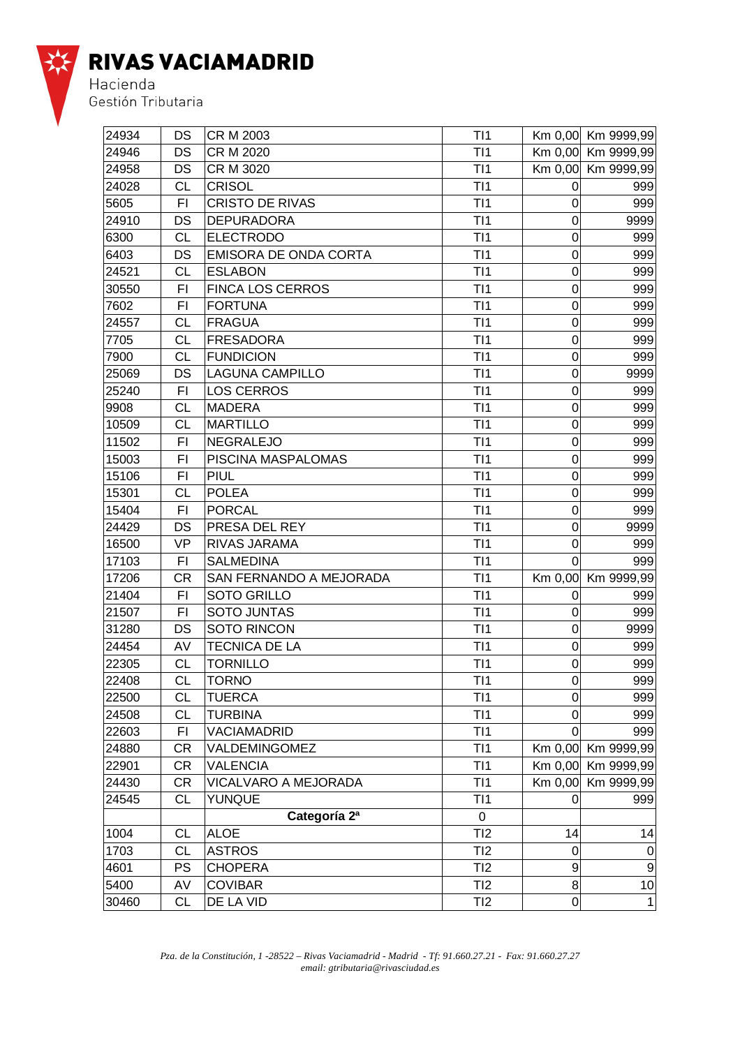| | | | | | |
|---|---|---|---|---|---|
| 24934 | DS | CR M 2003 | TI1 | Km 0,00 | Km 9999,99 |
| 24946 | DS | CR M 2020 | TI1 | Km 0,00 | Km 9999,99 |
| 24958 | DS | CR M 3020 | TI1 | Km 0,00 | Km 9999,99 |
| 24028 | CL | CRISOL | TI1 | 0 | 999 |
| 5605 | FI | CRISTO DE RIVAS | TI1 | 0 | 999 |
| 24910 | DS | DEPURADORA | TI1 | 0 | 9999 |
| 6300 | CL | ELECTRODO | TI1 | 0 | 999 |
| 6403 | DS | EMISORA DE ONDA CORTA | TI1 | 0 | 999 |
| 24521 | CL | ESLABON | TI1 | 0 | 999 |
| 30550 | FI | FINCA LOS CERROS | TI1 | 0 | 999 |
| 7602 | FI | FORTUNA | TI1 | 0 | 999 |
| 24557 | CL | FRAGUA | TI1 | 0 | 999 |
| 7705 | CL | FRESADORA | TI1 | 0 | 999 |
| 7900 | CL | FUNDICION | TI1 | 0 | 999 |
| 25069 | DS | LAGUNA CAMPILLO | TI1 | 0 | 9999 |
| 25240 | FI | LOS CERROS | TI1 | 0 | 999 |
| 9908 | CL | MADERA | TI1 | 0 | 999 |
| 10509 | CL | MARTILLO | TI1 | 0 | 999 |
| 11502 | FI | NEGRALEJO | TI1 | 0 | 999 |
| 15003 | FI | PISCINA MASPALOMAS | TI1 | 0 | 999 |
| 15106 | FI | PIUL | TI1 | 0 | 999 |
| 15301 | CL | POLEA | TI1 | 0 | 999 |
| 15404 | FI | PORCAL | TI1 | 0 | 999 |
| 24429 | DS | PRESA DEL REY | TI1 | 0 | 9999 |
| 16500 | VP | RIVAS JARAMA | TI1 | 0 | 999 |
| 17103 | FI | SALMEDINA | TI1 | 0 | 999 |
| 17206 | CR | SAN FERNANDO A MEJORADA | TI1 | Km 0,00 | Km 9999,99 |
| 21404 | FI | SOTO GRILLO | TI1 | 0 | 999 |
| 21507 | FI | SOTO JUNTAS | TI1 | 0 | 999 |
| 31280 | DS | SOTO RINCON | TI1 | 0 | 9999 |
| 24454 | AV | TECNICA DE LA | TI1 | 0 | 999 |
| 22305 | CL | TORNILLO | TI1 | 0 | 999 |
| 22408 | CL | TORNO | TI1 | 0 | 999 |
| 22500 | CL | TUERCA | TI1 | 0 | 999 |
| 24508 | CL | TURBINA | TI1 | 0 | 999 |
| 22603 | FI | VACIAMADRID | TI1 | 0 | 999 |
| 24880 | CR | VALDEMINGOMEZ | TI1 | Km 0,00 | Km 9999,99 |
| 22901 | CR | VALENCIA | TI1 | Km 0,00 | Km 9999,99 |
| 24430 | CR | VICALVARO A MEJORADA | TI1 | Km 0,00 | Km 9999,99 |
| 24545 | CL | YUNQUE | TI1 | 0 | 999 |
| | | **Categoría 2ª** | 0 | | |
| 1004 | CL | ALOE | TI2 | 14 | 14 |
| 1703 | CL | ASTROS | TI2 | 0 | 0 |
| 4601 | PS | CHOPERA | TI2 | 9 | 9 |
| 5400 | AV | COVIBAR | TI2 | 8 | 10 |
| 30460 | CL | DE LA VID | TI2 | 0 | 1 |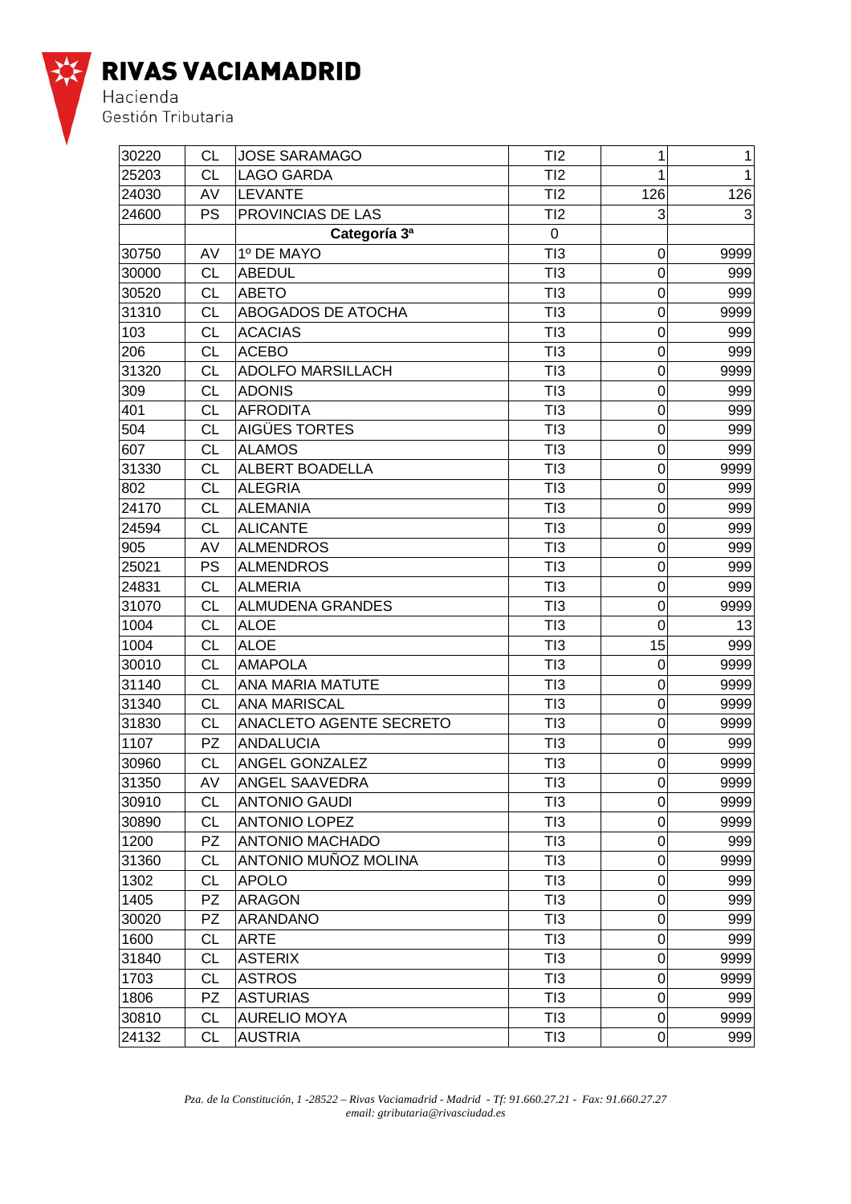| | | | | | |
|---|---|---|---|---|---|
| 30220 | CL | JOSE SARAMAGO | TI2 | 1 | 1 |
| 25203 | CL | LAGO GARDA | TI2 | 1 | 1 |
| 24030 | AV | LEVANTE | TI2 | 126 | 126 |
| 24600 | PS | PROVINCIAS DE LAS | TI2 | 3 | 3 |
| | | **Categoría 3ª** | 0 | | |
| 30750 | AV | 1º DE MAYO | TI3 | 0 | 9999 |
| 30000 | CL | ABEDUL | TI3 | 0 | 999 |
| 30520 | CL | ABETO | TI3 | 0 | 999 |
| 31310 | CL | ABOGADOS DE ATOCHA | TI3 | 0 | 9999 |
| 103 | CL | ACACIAS | TI3 | 0 | 999 |
| 206 | CL | ACEBO | TI3 | 0 | 999 |
| 31320 | CL | ADOLFO MARSILLACH | TI3 | 0 | 9999 |
| 309 | CL | ADONIS | TI3 | 0 | 999 |
| 401 | CL | AFRODITA | TI3 | 0 | 999 |
| 504 | CL | AIGÜES TORTES | TI3 | 0 | 999 |
| 607 | CL | ALAMOS | TI3 | 0 | 999 |
| 31330 | CL | ALBERT BOADELLA | TI3 | 0 | 9999 |
| 802 | CL | ALEGRIA | TI3 | 0 | 999 |
| 24170 | CL | ALEMANIA | TI3 | 0 | 999 |
| 24594 | CL | ALICANTE | TI3 | 0 | 999 |
| 905 | AV | ALMENDROS | TI3 | 0 | 999 |
| 25021 | PS | ALMENDROS | TI3 | 0 | 999 |
| 24831 | CL | ALMERIA | TI3 | 0 | 999 |
| 31070 | CL | ALMUDENA GRANDES | TI3 | 0 | 9999 |
| 1004 | CL | ALOE | TI3 | 0 | 13 |
| 1004 | CL | ALOE | TI3 | 15 | 999 |
| 30010 | CL | AMAPOLA | TI3 | 0 | 9999 |
| 31140 | CL | ANA MARIA MATUTE | TI3 | 0 | 9999 |
| 31340 | CL | ANA MARISCAL | TI3 | 0 | 9999 |
| 31830 | CL | ANACLETO AGENTE SECRETO | TI3 | 0 | 9999 |
| 1107 | PZ | ANDALUCIA | TI3 | 0 | 999 |
| 30960 | CL | ANGEL GONZALEZ | TI3 | 0 | 9999 |
| 31350 | AV | ANGEL SAAVEDRA | TI3 | 0 | 9999 |
| 30910 | CL | ANTONIO GAUDI | TI3 | 0 | 9999 |
| 30890 | CL | ANTONIO LOPEZ | TI3 | 0 | 9999 |
| 1200 | PZ | ANTONIO MACHADO | TI3 | 0 | 999 |
| 31360 | CL | ANTONIO MUÑOZ MOLINA | TI3 | 0 | 9999 |
| 1302 | CL | APOLO | TI3 | 0 | 999 |
| 1405 | PZ | ARAGON | TI3 | 0 | 999 |
| 30020 | PZ | ARANDANO | TI3 | 0 | 999 |
| 1600 | CL | ARTE | TI3 | 0 | 999 |
| 31840 | CL | ASTERIX | TI3 | 0 | 9999 |
| 1703 | CL | ASTROS | TI3 | 0 | 9999 |
| 1806 | PZ | ASTURIAS | TI3 | 0 | 999 |
| 30810 | CL | AURELIO MOYA | TI3 | 0 | 9999 |
| 24132 | CL | AUSTRIA | TI3 | 0 | 999 |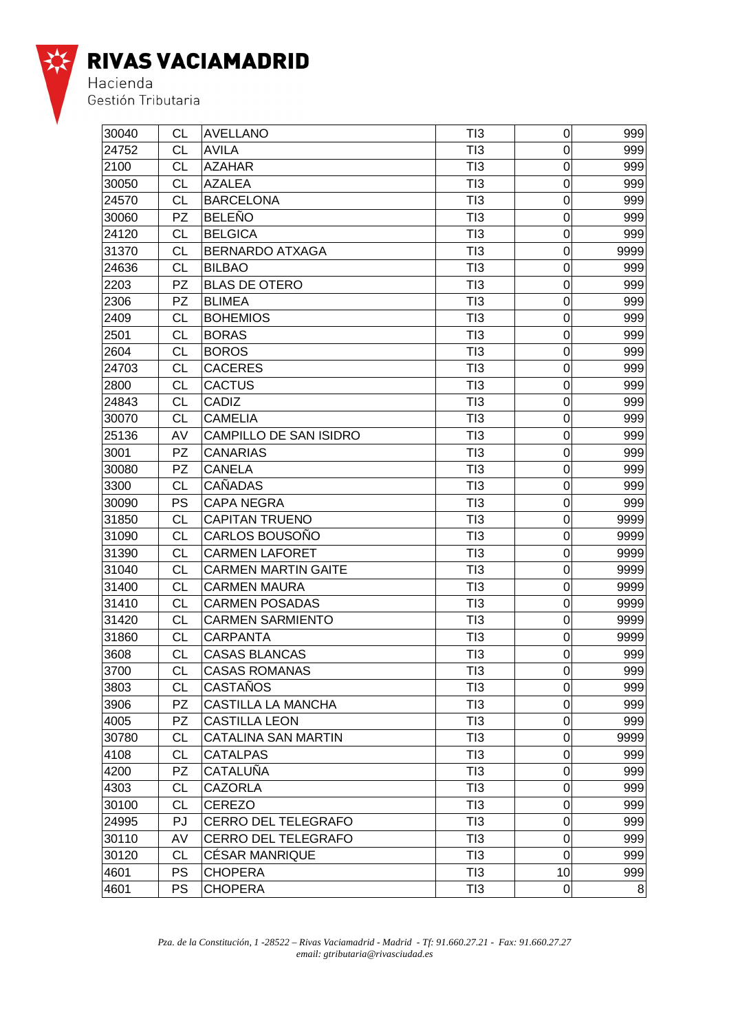| | | | | | |
|---|---|---|---|---|---|
| 30040 | CL | AVELLANO | TI3 | 0 | 999 |
| 24752 | CL | AVILA | TI3 | 0 | 999 |
| 2100 | CL | AZAHAR | TI3 | 0 | 999 |
| 30050 | CL | AZALEA | TI3 | 0 | 999 |
| 24570 | CL | BARCELONA | TI3 | 0 | 999 |
| 30060 | PZ | BELEÑO | TI3 | 0 | 999 |
| 24120 | CL | BELGICA | TI3 | 0 | 999 |
| 31370 | CL | BERNARDO ATXAGA | TI3 | 0 | 9999 |
| 24636 | CL | BILBAO | TI3 | 0 | 999 |
| 2203 | PZ | BLAS DE OTERO | TI3 | 0 | 999 |
| 2306 | PZ | BLIMEA | TI3 | 0 | 999 |
| 2409 | CL | BOHEMIOS | TI3 | 0 | 999 |
| 2501 | CL | BORAS | TI3 | 0 | 999 |
| 2604 | CL | BOROS | TI3 | 0 | 999 |
| 24703 | CL | CACERES | TI3 | 0 | 999 |
| 2800 | CL | CACTUS | TI3 | 0 | 999 |
| 24843 | CL | CADIZ | TI3 | 0 | 999 |
| 30070 | CL | CAMELIA | TI3 | 0 | 999 |
| 25136 | AV | CAMPILLO DE SAN ISIDRO | TI3 | 0 | 999 |
| 3001 | PZ | CANARIAS | TI3 | 0 | 999 |
| 30080 | PZ | CANELA | TI3 | 0 | 999 |
| 3300 | CL | CAÑADAS | TI3 | 0 | 999 |
| 30090 | PS | CAPA NEGRA | TI3 | 0 | 999 |
| 31850 | CL | CAPITAN TRUENO | TI3 | 0 | 9999 |
| 31090 | CL | CARLOS BOUSOÑO | TI3 | 0 | 9999 |
| 31390 | CL | CARMEN LAFORET | TI3 | 0 | 9999 |
| 31040 | CL | CARMEN MARTIN GAITE | TI3 | 0 | 9999 |
| 31400 | CL | CARMEN MAURA | TI3 | 0 | 9999 |
| 31410 | CL | CARMEN POSADAS | TI3 | 0 | 9999 |
| 31420 | CL | CARMEN SARMIENTO | TI3 | 0 | 9999 |
| 31860 | CL | CARPANTA | TI3 | 0 | 9999 |
| 3608 | CL | CASAS BLANCAS | TI3 | 0 | 999 |
| 3700 | CL | CASAS ROMANAS | TI3 | 0 | 999 |
| 3803 | CL | CASTAÑOS | TI3 | 0 | 999 |
| 3906 | PZ | CASTILLA LA MANCHA | TI3 | 0 | 999 |
| 4005 | PZ | CASTILLA LEON | TI3 | 0 | 999 |
| 30780 | CL | CATALINA SAN MARTIN | TI3 | 0 | 9999 |
| 4108 | CL | CATALPAS | TI3 | 0 | 999 |
| 4200 | PZ | CATALUÑA | TI3 | 0 | 999 |
| 4303 | CL | CAZORLA | TI3 | 0 | 999 |
| 30100 | CL | CEREZO | TI3 | 0 | 999 |
| 24995 | PJ | CERRO DEL TELEGRAFO | TI3 | 0 | 999 |
| 30110 | AV | CERRO DEL TELEGRAFO | TI3 | 0 | 999 |
| 30120 | CL | CÉSAR MANRIQUE | TI3 | 0 | 999 |
| 4601 | PS | CHOPERA | TI3 | 10 | 999 |
| 4601 | PS | CHOPERA | TI3 | 0 | 8 |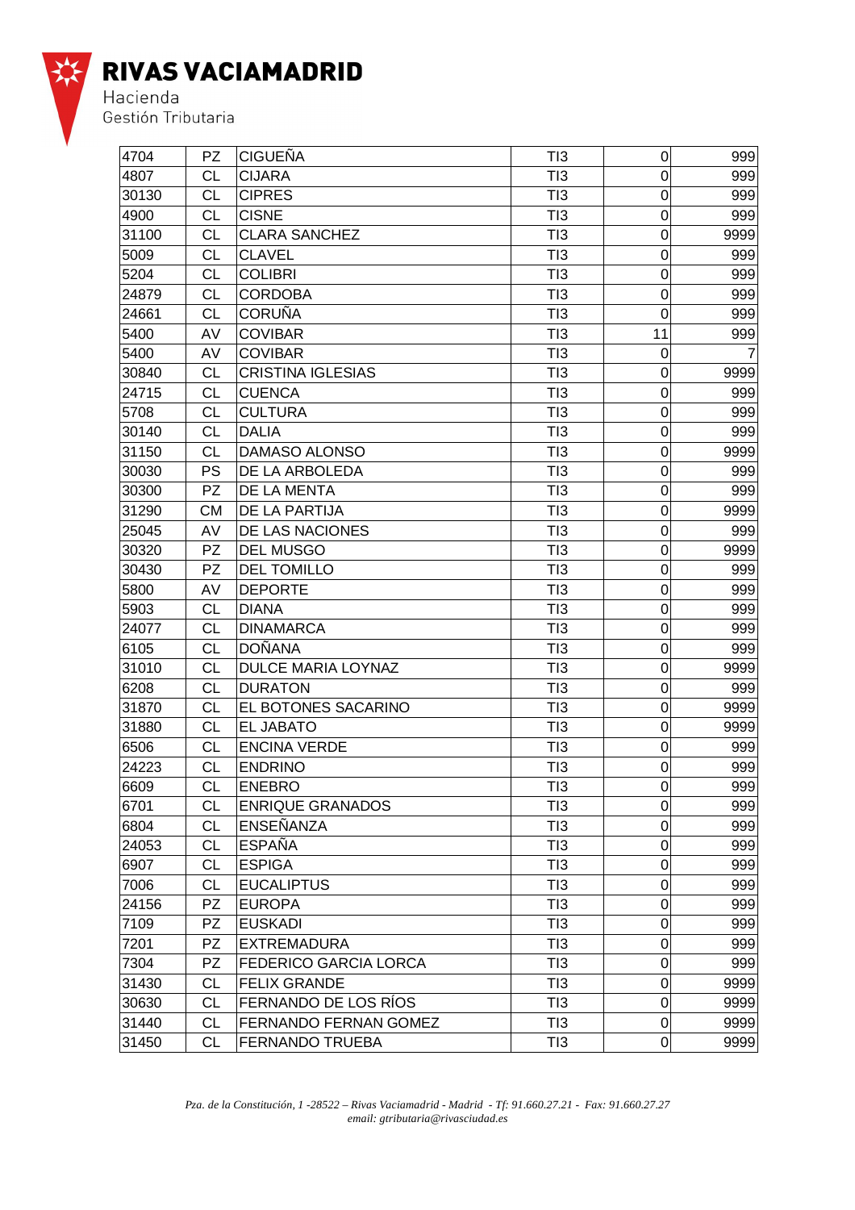| | | | | | |
|---|---|---|---|---|---|
| 4704 | PZ | CIGUEÑA | TI3 | 0 | 999 |
| 4807 | CL | CIJARA | TI3 | 0 | 999 |
| 30130 | CL | CIPRES | TI3 | 0 | 999 |
| 4900 | CL | CISNE | TI3 | 0 | 999 |
| 31100 | CL | CLARA SANCHEZ | TI3 | 0 | 9999 |
| 5009 | CL | CLAVEL | TI3 | 0 | 999 |
| 5204 | CL | COLIBRI | TI3 | 0 | 999 |
| 24879 | CL | CORDOBA | TI3 | 0 | 999 |
| 24661 | CL | CORUÑA | TI3 | 0 | 999 |
| 5400 | AV | COVIBAR | TI3 | 11 | 999 |
| 5400 | AV | COVIBAR | TI3 | 0 | 7 |
| 30840 | CL | CRISTINA IGLESIAS | TI3 | 0 | 9999 |
| 24715 | CL | CUENCA | TI3 | 0 | 999 |
| 5708 | CL | CULTURA | TI3 | 0 | 999 |
| 30140 | CL | DALIA | TI3 | 0 | 999 |
| 31150 | CL | DAMASO ALONSO | TI3 | 0 | 9999 |
| 30030 | PS | DE LA ARBOLEDA | TI3 | 0 | 999 |
| 30300 | PZ | DE LA MENTA | TI3 | 0 | 999 |
| 31290 | CM | DE LA PARTIJA | TI3 | 0 | 9999 |
| 25045 | AV | DE LAS NACIONES | TI3 | 0 | 999 |
| 30320 | PZ | DEL MUSGO | TI3 | 0 | 9999 |
| 30430 | PZ | DEL TOMILLO | TI3 | 0 | 999 |
| 5800 | AV | DEPORTE | TI3 | 0 | 999 |
| 5903 | CL | DIANA | TI3 | 0 | 999 |
| 24077 | CL | DINAMARCA | TI3 | 0 | 999 |
| 6105 | CL | DOÑANA | TI3 | 0 | 999 |
| 31010 | CL | DULCE MARIA LOYNAZ | TI3 | 0 | 9999 |
| 6208 | CL | DURATON | TI3 | 0 | 999 |
| 31870 | CL | EL BOTONES SACARINO | TI3 | 0 | 9999 |
| 31880 | CL | EL JABATO | TI3 | 0 | 9999 |
| 6506 | CL | ENCINA VERDE | TI3 | 0 | 999 |
| 24223 | CL | ENDRINO | TI3 | 0 | 999 |
| 6609 | CL | ENEBRO | TI3 | 0 | 999 |
| 6701 | CL | ENRIQUE GRANADOS | TI3 | 0 | 999 |
| 6804 | CL | ENSEÑANZA | TI3 | 0 | 999 |
| 24053 | CL | ESPAÑA | TI3 | 0 | 999 |
| 6907 | CL | ESPIGA | TI3 | 0 | 999 |
| 7006 | CL | EUCALIPTUS | TI3 | 0 | 999 |
| 24156 | PZ | EUROPA | TI3 | 0 | 999 |
| 7109 | PZ | EUSKADI | TI3 | 0 | 999 |
| 7201 | PZ | EXTREMADURA | TI3 | 0 | 999 |
| 7304 | PZ | FEDERICO GARCIA LORCA | TI3 | 0 | 999 |
| 31430 | CL | FELIX GRANDE | TI3 | 0 | 9999 |
| 30630 | CL | FERNANDO DE LOS RÍOS | TI3 | 0 | 9999 |
| 31440 | CL | FERNANDO FERNAN GOMEZ | TI3 | 0 | 9999 |
| 31450 | CL | FERNANDO TRUEBA | TI3 | 0 | 9999 |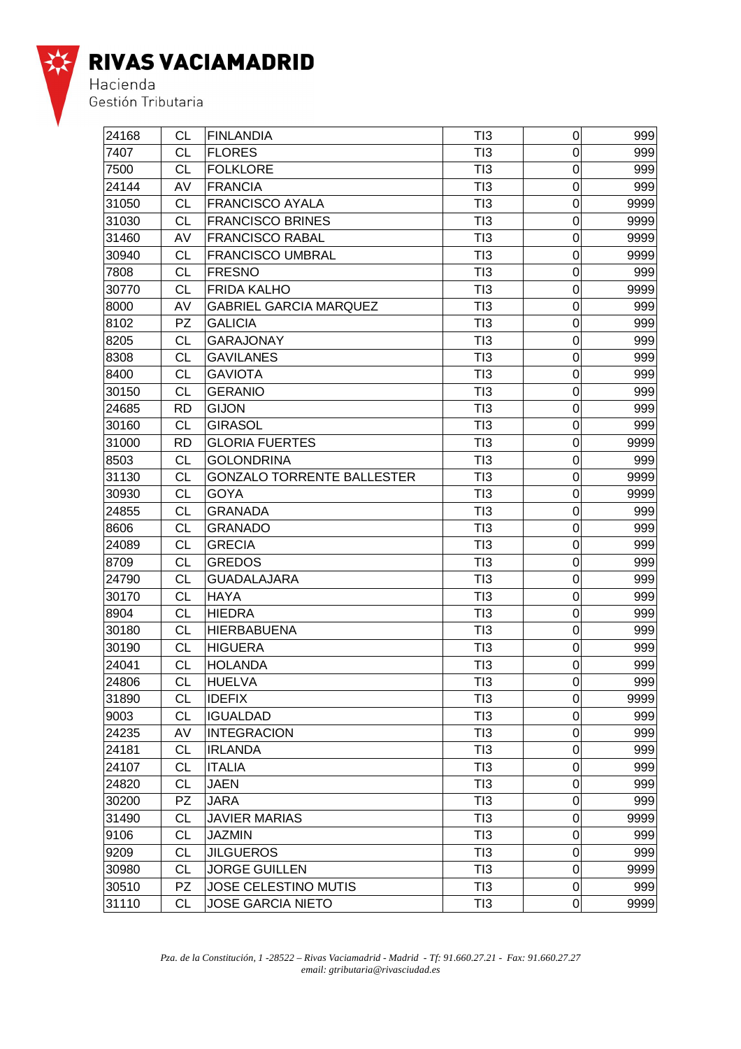# RIVAS VACIAMADRID

Hacienda
Gestión Tributaria

| | | | | | |
|---|---|---|---|---|---|
| 24168 | CL | FINLANDIA | TI3 | 0 | 999 |
| 7407 | CL | FLORES | TI3 | 0 | 999 |
| 7500 | CL | FOLKLORE | TI3 | 0 | 999 |
| 24144 | AV | FRANCIA | TI3 | 0 | 999 |
| 31050 | CL | FRANCISCO AYALA | TI3 | 0 | 9999 |
| 31030 | CL | FRANCISCO BRINES | TI3 | 0 | 9999 |
| 31460 | AV | FRANCISCO RABAL | TI3 | 0 | 9999 |
| 30940 | CL | FRANCISCO UMBRAL | TI3 | 0 | 9999 |
| 7808 | CL | FRESNO | TI3 | 0 | 999 |
| 30770 | CL | FRIDA KALHO | TI3 | 0 | 9999 |
| 8000 | AV | GABRIEL GARCIA MARQUEZ | TI3 | 0 | 999 |
| 8102 | PZ | GALICIA | TI3 | 0 | 999 |
| 8205 | CL | GARAJONAY | TI3 | 0 | 999 |
| 8308 | CL | GAVILANES | TI3 | 0 | 999 |
| 8400 | CL | GAVIOTA | TI3 | 0 | 999 |
| 30150 | CL | GERANIO | TI3 | 0 | 999 |
| 24685 | RD | GIJON | TI3 | 0 | 999 |
| 30160 | CL | GIRASOL | TI3 | 0 | 999 |
| 31000 | RD | GLORIA FUERTES | TI3 | 0 | 9999 |
| 8503 | CL | GOLONDRINA | TI3 | 0 | 999 |
| 31130 | CL | GONZALO TORRENTE BALLESTER | TI3 | 0 | 9999 |
| 30930 | CL | GOYA | TI3 | 0 | 9999 |
| 24855 | CL | GRANADA | TI3 | 0 | 999 |
| 8606 | CL | GRANADO | TI3 | 0 | 999 |
| 24089 | CL | GRECIA | TI3 | 0 | 999 |
| 8709 | CL | GREDOS | TI3 | 0 | 999 |
| 24790 | CL | GUADALAJARA | TI3 | 0 | 999 |
| 30170 | CL | HAYA | TI3 | 0 | 999 |
| 8904 | CL | HIEDRA | TI3 | 0 | 999 |
| 30180 | CL | HIERBABUENA | TI3 | 0 | 999 |
| 30190 | CL | HIGUERA | TI3 | 0 | 999 |
| 24041 | CL | HOLANDA | TI3 | 0 | 999 |
| 24806 | CL | HUELVA | TI3 | 0 | 999 |
| 31890 | CL | IDEFIX | TI3 | 0 | 9999 |
| 9003 | CL | IGUALDAD | TI3 | 0 | 999 |
| 24235 | AV | INTEGRACION | TI3 | 0 | 999 |
| 24181 | CL | IRLANDA | TI3 | 0 | 999 |
| 24107 | CL | ITALIA | TI3 | 0 | 999 |
| 24820 | CL | JAEN | TI3 | 0 | 999 |
| 30200 | PZ | JARA | TI3 | 0 | 999 |
| 31490 | CL | JAVIER MARIAS | TI3 | 0 | 9999 |
| 9106 | CL | JAZMIN | TI3 | 0 | 999 |
| 9209 | CL | JILGUEROS | TI3 | 0 | 999 |
| 30980 | CL | JORGE GUILLEN | TI3 | 0 | 9999 |
| 30510 | PZ | JOSE CELESTINO MUTIS | TI3 | 0 | 999 |
| 31110 | CL | JOSE GARCIA NIETO | TI3 | 0 | 9999 |

*Pza. de la Constitución, 1 -28522 – Rivas Vaciamadrid - Madrid - Tf: 91.660.27.21 - Fax: 91.660.27.27*
*email: gtributaria@rivasciudad.es*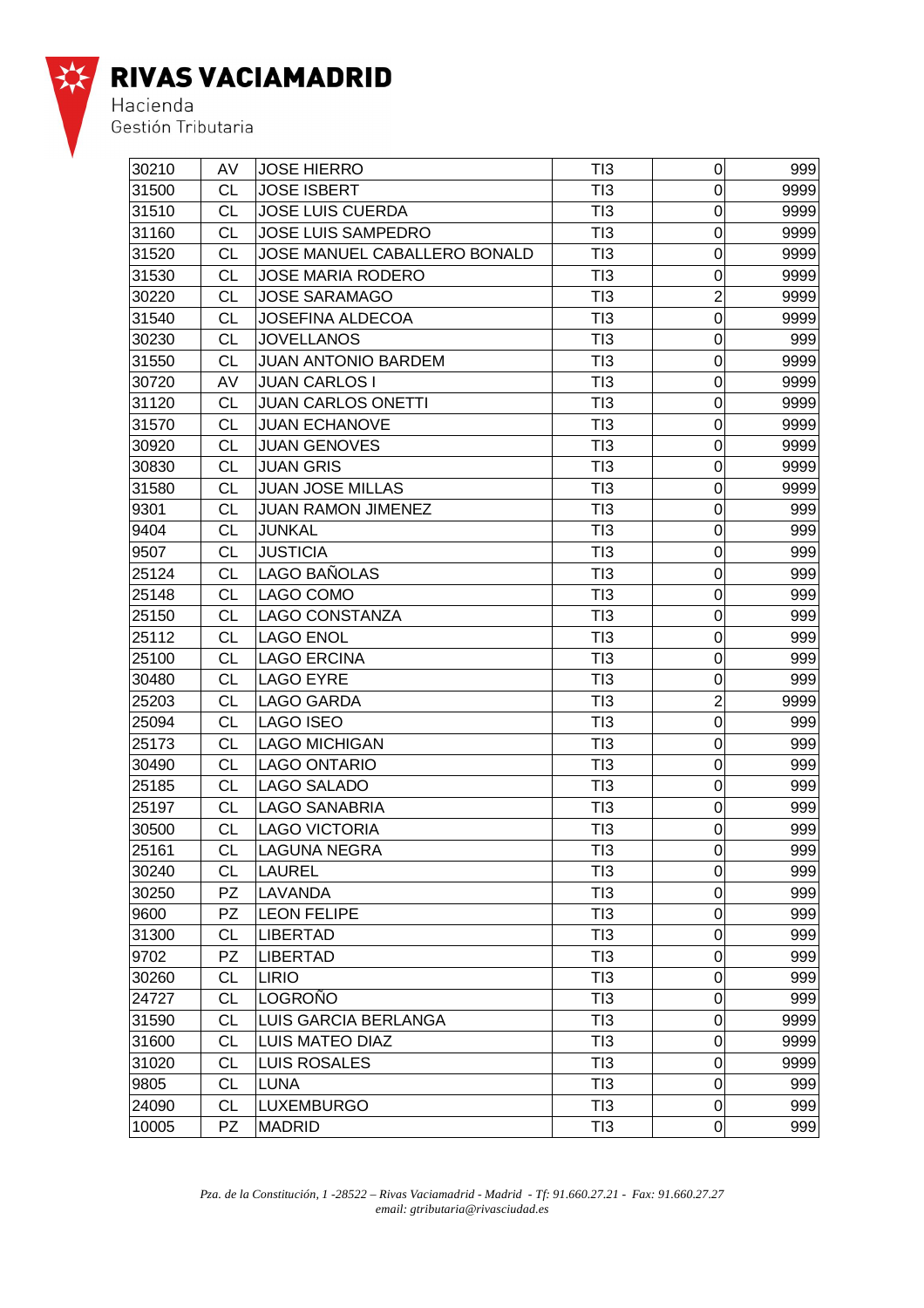| 30210 | AV | JOSE HIERRO | TI3 | 0 | 999 |
|---|---|---|---|---|---|
| 31500 | CL | JOSE ISBERT | TI3 | 0 | 9999 |
| 31510 | CL | JOSE LUIS CUERDA | TI3 | 0 | 9999 |
| 31160 | CL | JOSE LUIS SAMPEDRO | TI3 | 0 | 9999 |
| 31520 | CL | JOSE MANUEL CABALLERO BONALD | TI3 | 0 | 9999 |
| 31530 | CL | JOSE MARIA RODERO | TI3 | 0 | 9999 |
| 30220 | CL | JOSE SARAMAGO | TI3 | 2 | 9999 |
| 31540 | CL | JOSEFINA ALDECOA | TI3 | 0 | 9999 |
| 30230 | CL | JOVELLANOS | TI3 | 0 | 999 |
| 31550 | CL | JUAN ANTONIO BARDEM | TI3 | 0 | 9999 |
| 30720 | AV | JUAN CARLOS I | TI3 | 0 | 9999 |
| 31120 | CL | JUAN CARLOS ONETTI | TI3 | 0 | 9999 |
| 31570 | CL | JUAN ECHANOVE | TI3 | 0 | 9999 |
| 30920 | CL | JUAN GENOVES | TI3 | 0 | 9999 |
| 30830 | CL | JUAN GRIS | TI3 | 0 | 9999 |
| 31580 | CL | JUAN JOSE MILLAS | TI3 | 0 | 9999 |
| 9301 | CL | JUAN RAMON JIMENEZ | TI3 | 0 | 999 |
| 9404 | CL | JUNKAL | TI3 | 0 | 999 |
| 9507 | CL | JUSTICIA | TI3 | 0 | 999 |
| 25124 | CL | LAGO BAÑOLAS | TI3 | 0 | 999 |
| 25148 | CL | LAGO COMO | TI3 | 0 | 999 |
| 25150 | CL | LAGO CONSTANZA | TI3 | 0 | 999 |
| 25112 | CL | LAGO ENOL | TI3 | 0 | 999 |
| 25100 | CL | LAGO ERCINA | TI3 | 0 | 999 |
| 30480 | CL | LAGO EYRE | TI3 | 0 | 999 |
| 25203 | CL | LAGO GARDA | TI3 | 2 | 9999 |
| 25094 | CL | LAGO ISEO | TI3 | 0 | 999 |
| 25173 | CL | LAGO MICHIGAN | TI3 | 0 | 999 |
| 30490 | CL | LAGO ONTARIO | TI3 | 0 | 999 |
| 25185 | CL | LAGO SALADO | TI3 | 0 | 999 |
| 25197 | CL | LAGO SANABRIA | TI3 | 0 | 999 |
| 30500 | CL | LAGO VICTORIA | TI3 | 0 | 999 |
| 25161 | CL | LAGUNA NEGRA | TI3 | 0 | 999 |
| 30240 | CL | LAUREL | TI3 | 0 | 999 |
| 30250 | PZ | LAVANDA | TI3 | 0 | 999 |
| 9600 | PZ | LEON FELIPE | TI3 | 0 | 999 |
| 31300 | CL | LIBERTAD | TI3 | 0 | 999 |
| 9702 | PZ | LIBERTAD | TI3 | 0 | 999 |
| 30260 | CL | LIRIO | TI3 | 0 | 999 |
| 24727 | CL | LOGROÑO | TI3 | 0 | 999 |
| 31590 | CL | LUIS GARCIA BERLANGA | TI3 | 0 | 9999 |
| 31600 | CL | LUIS MATEO DIAZ | TI3 | 0 | 9999 |
| 31020 | CL | LUIS ROSALES | TI3 | 0 | 9999 |
| 9805 | CL | LUNA | TI3 | 0 | 999 |
| 24090 | CL | LUXEMBURGO | TI3 | 0 | 999 |
| 10005 | PZ | MADRID | TI3 | 0 | 999 |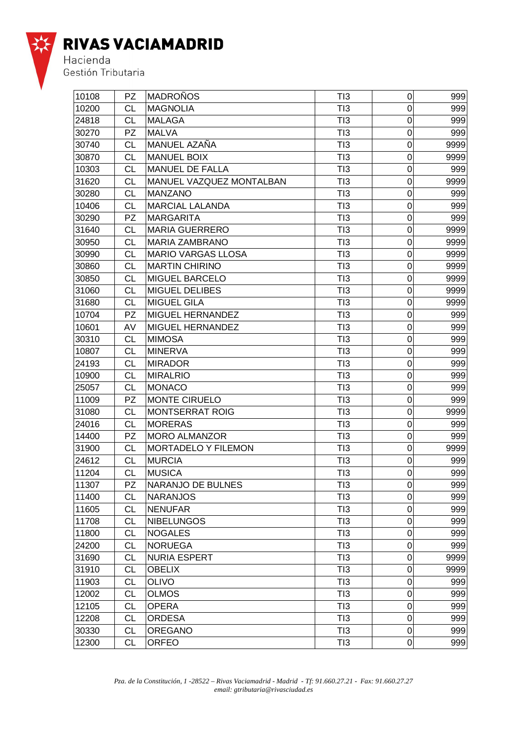| 10108 | PZ | MADROÑOS | TI3 | 0 | 999 |
|---|---|---|---|---|---|
| 10200 | CL | MAGNOLIA | TI3 | 0 | 999 |
| 24818 | CL | MALAGA | TI3 | 0 | 999 |
| 30270 | PZ | MALVA | TI3 | 0 | 999 |
| 30740 | CL | MANUEL AZAÑA | TI3 | 0 | 9999 |
| 30870 | CL | MANUEL BOIX | TI3 | 0 | 9999 |
| 10303 | CL | MANUEL DE FALLA | TI3 | 0 | 999 |
| 31620 | CL | MANUEL VAZQUEZ MONTALBAN | TI3 | 0 | 9999 |
| 30280 | CL | MANZANO | TI3 | 0 | 999 |
| 10406 | CL | MARCIAL LALANDA | TI3 | 0 | 999 |
| 30290 | PZ | MARGARITA | TI3 | 0 | 999 |
| 31640 | CL | MARIA GUERRERO | TI3 | 0 | 9999 |
| 30950 | CL | MARIA ZAMBRANO | TI3 | 0 | 9999 |
| 30990 | CL | MARIO VARGAS LLOSA | TI3 | 0 | 9999 |
| 30860 | CL | MARTIN CHIRINO | TI3 | 0 | 9999 |
| 30850 | CL | MIGUEL BARCELO | TI3 | 0 | 9999 |
| 31060 | CL | MIGUEL DELIBES | TI3 | 0 | 9999 |
| 31680 | CL | MIGUEL GILA | TI3 | 0 | 9999 |
| 10704 | PZ | MIGUEL HERNANDEZ | TI3 | 0 | 999 |
| 10601 | AV | MIGUEL HERNANDEZ | TI3 | 0 | 999 |
| 30310 | CL | MIMOSA | TI3 | 0 | 999 |
| 10807 | CL | MINERVA | TI3 | 0 | 999 |
| 24193 | CL | MIRADOR | TI3 | 0 | 999 |
| 10900 | CL | MIRALRIO | TI3 | 0 | 999 |
| 25057 | CL | MONACO | TI3 | 0 | 999 |
| 11009 | PZ | MONTE CIRUELO | TI3 | 0 | 999 |
| 31080 | CL | MONTSERRAT ROIG | TI3 | 0 | 9999 |
| 24016 | CL | MORERAS | TI3 | 0 | 999 |
| 14400 | PZ | MORO ALMANZOR | TI3 | 0 | 999 |
| 31900 | CL | MORTADELO Y FILEMON | TI3 | 0 | 9999 |
| 24612 | CL | MURCIA | TI3 | 0 | 999 |
| 11204 | CL | MUSICA | TI3 | 0 | 999 |
| 11307 | PZ | NARANJO DE BULNES | TI3 | 0 | 999 |
| 11400 | CL | NARANJOS | TI3 | 0 | 999 |
| 11605 | CL | NENUFAR | TI3 | 0 | 999 |
| 11708 | CL | NIBELUNGOS | TI3 | 0 | 999 |
| 11800 | CL | NOGALES | TI3 | 0 | 999 |
| 24200 | CL | NORUEGA | TI3 | 0 | 999 |
| 31690 | CL | NURIA ESPERT | TI3 | 0 | 9999 |
| 31910 | CL | OBELIX | TI3 | 0 | 9999 |
| 11903 | CL | OLIVO | TI3 | 0 | 999 |
| 12002 | CL | OLMOS | TI3 | 0 | 999 |
| 12105 | CL | OPERA | TI3 | 0 | 999 |
| 12208 | CL | ORDESA | TI3 | 0 | 999 |
| 30330 | CL | OREGANO | TI3 | 0 | 999 |
| 12300 | CL | ORFEO | TI3 | 0 | 999 |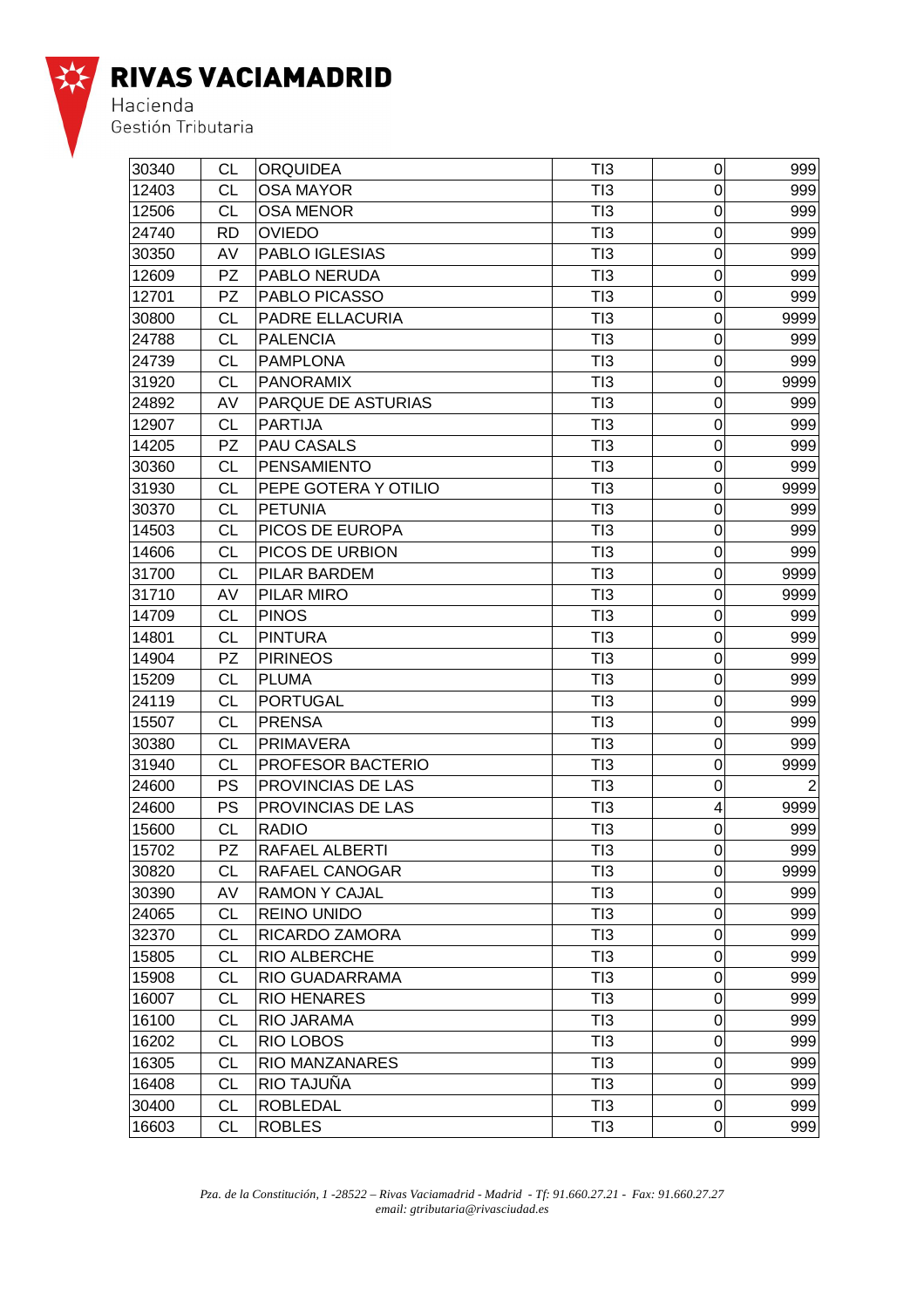| 30340 | CL | ORQUIDEA | TI3 | 0 | 999 |
|---|---|---|---|---|---|
| 12403 | CL | OSA MAYOR | TI3 | 0 | 999 |
| 12506 | CL | OSA MENOR | TI3 | 0 | 999 |
| 24740 | RD | OVIEDO | TI3 | 0 | 999 |
| 30350 | AV | PABLO IGLESIAS | TI3 | 0 | 999 |
| 12609 | PZ | PABLO NERUDA | TI3 | 0 | 999 |
| 12701 | PZ | PABLO PICASSO | TI3 | 0 | 999 |
| 30800 | CL | PADRE ELLACURIA | TI3 | 0 | 9999 |
| 24788 | CL | PALENCIA | TI3 | 0 | 999 |
| 24739 | CL | PAMPLONA | TI3 | 0 | 999 |
| 31920 | CL | PANORAMIX | TI3 | 0 | 9999 |
| 24892 | AV | PARQUE DE ASTURIAS | TI3 | 0 | 999 |
| 12907 | CL | PARTIJA | TI3 | 0 | 999 |
| 14205 | PZ | PAU CASALS | TI3 | 0 | 999 |
| 30360 | CL | PENSAMIENTO | TI3 | 0 | 999 |
| 31930 | CL | PEPE GOTERA Y OTILIO | TI3 | 0 | 9999 |
| 30370 | CL | PETUNIA | TI3 | 0 | 999 |
| 14503 | CL | PICOS DE EUROPA | TI3 | 0 | 999 |
| 14606 | CL | PICOS DE URBION | TI3 | 0 | 999 |
| 31700 | CL | PILAR BARDEM | TI3 | 0 | 9999 |
| 31710 | AV | PILAR MIRO | TI3 | 0 | 9999 |
| 14709 | CL | PINOS | TI3 | 0 | 999 |
| 14801 | CL | PINTURA | TI3 | 0 | 999 |
| 14904 | PZ | PIRINEOS | TI3 | 0 | 999 |
| 15209 | CL | PLUMA | TI3 | 0 | 999 |
| 24119 | CL | PORTUGAL | TI3 | 0 | 999 |
| 15507 | CL | PRENSA | TI3 | 0 | 999 |
| 30380 | CL | PRIMAVERA | TI3 | 0 | 999 |
| 31940 | CL | PROFESOR BACTERIO | TI3 | 0 | 9999 |
| 24600 | PS | PROVINCIAS DE LAS | TI3 | 0 | 2 |
| 24600 | PS | PROVINCIAS DE LAS | TI3 | 4 | 9999 |
| 15600 | CL | RADIO | TI3 | 0 | 999 |
| 15702 | PZ | RAFAEL ALBERTI | TI3 | 0 | 999 |
| 30820 | CL | RAFAEL CANOGAR | TI3 | 0 | 9999 |
| 30390 | AV | RAMON Y CAJAL | TI3 | 0 | 999 |
| 24065 | CL | REINO UNIDO | TI3 | 0 | 999 |
| 32370 | CL | RICARDO ZAMORA | TI3 | 0 | 999 |
| 15805 | CL | RIO ALBERCHE | TI3 | 0 | 999 |
| 15908 | CL | RIO GUADARRAMA | TI3 | 0 | 999 |
| 16007 | CL | RIO HENARES | TI3 | 0 | 999 |
| 16100 | CL | RIO JARAMA | TI3 | 0 | 999 |
| 16202 | CL | RIO LOBOS | TI3 | 0 | 999 |
| 16305 | CL | RIO MANZANARES | TI3 | 0 | 999 |
| 16408 | CL | RIO TAJUÑA | TI3 | 0 | 999 |
| 30400 | CL | ROBLEDAL | TI3 | 0 | 999 |
| 16603 | CL | ROBLES | TI3 | 0 | 999 |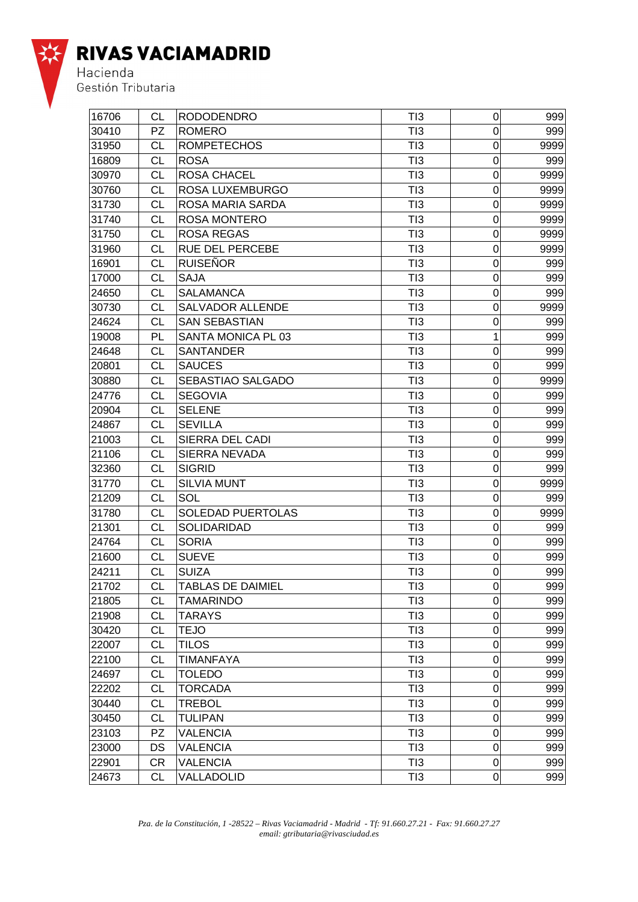| 16706 | CL | RODODENDRO | TI3 | 0 | 999 |
|---|---|---|---|---|---|
| 30410 | PZ | ROMERO | TI3 | 0 | 999 |
| 31950 | CL | ROMPETECHOS | TI3 | 0 | 9999 |
| 16809 | CL | ROSA | TI3 | 0 | 999 |
| 30970 | CL | ROSA CHACEL | TI3 | 0 | 9999 |
| 30760 | CL | ROSA LUXEMBURGO | TI3 | 0 | 9999 |
| 31730 | CL | ROSA MARIA SARDA | TI3 | 0 | 9999 |
| 31740 | CL | ROSA MONTERO | TI3 | 0 | 9999 |
| 31750 | CL | ROSA REGAS | TI3 | 0 | 9999 |
| 31960 | CL | RUE DEL PERCEBE | TI3 | 0 | 9999 |
| 16901 | CL | RUISEÑOR | TI3 | 0 | 999 |
| 17000 | CL | SAJA | TI3 | 0 | 999 |
| 24650 | CL | SALAMANCA | TI3 | 0 | 999 |
| 30730 | CL | SALVADOR ALLENDE | TI3 | 0 | 9999 |
| 24624 | CL | SAN SEBASTIAN | TI3 | 0 | 999 |
| 19008 | PL | SANTA MONICA PL 03 | TI3 | 1 | 999 |
| 24648 | CL | SANTANDER | TI3 | 0 | 999 |
| 20801 | CL | SAUCES | TI3 | 0 | 999 |
| 30880 | CL | SEBASTIAO SALGADO | TI3 | 0 | 9999 |
| 24776 | CL | SEGOVIA | TI3 | 0 | 999 |
| 20904 | CL | SELENE | TI3 | 0 | 999 |
| 24867 | CL | SEVILLA | TI3 | 0 | 999 |
| 21003 | CL | SIERRA DEL CADI | TI3 | 0 | 999 |
| 21106 | CL | SIERRA NEVADA | TI3 | 0 | 999 |
| 32360 | CL | SIGRID | TI3 | 0 | 999 |
| 31770 | CL | SILVIA MUNT | TI3 | 0 | 9999 |
| 21209 | CL | SOL | TI3 | 0 | 999 |
| 31780 | CL | SOLEDAD PUERTOLAS | TI3 | 0 | 9999 |
| 21301 | CL | SOLIDARIDAD | TI3 | 0 | 999 |
| 24764 | CL | SORIA | TI3 | 0 | 999 |
| 21600 | CL | SUEVE | TI3 | 0 | 999 |
| 24211 | CL | SUIZA | TI3 | 0 | 999 |
| 21702 | CL | TABLAS DE DAIMIEL | TI3 | 0 | 999 |
| 21805 | CL | TAMARINDO | TI3 | 0 | 999 |
| 21908 | CL | TARAYS | TI3 | 0 | 999 |
| 30420 | CL | TEJO | TI3 | 0 | 999 |
| 22007 | CL | TILOS | TI3 | 0 | 999 |
| 22100 | CL | TIMANFAYA | TI3 | 0 | 999 |
| 24697 | CL | TOLEDO | TI3 | 0 | 999 |
| 22202 | CL | TORCADA | TI3 | 0 | 999 |
| 30440 | CL | TREBOL | TI3 | 0 | 999 |
| 30450 | CL | TULIPAN | TI3 | 0 | 999 |
| 23103 | PZ | VALENCIA | TI3 | 0 | 999 |
| 23000 | DS | VALENCIA | TI3 | 0 | 999 |
| 22901 | CR | VALENCIA | TI3 | 0 | 999 |
| 24673 | CL | VALLADOLID | TI3 | 0 | 999 |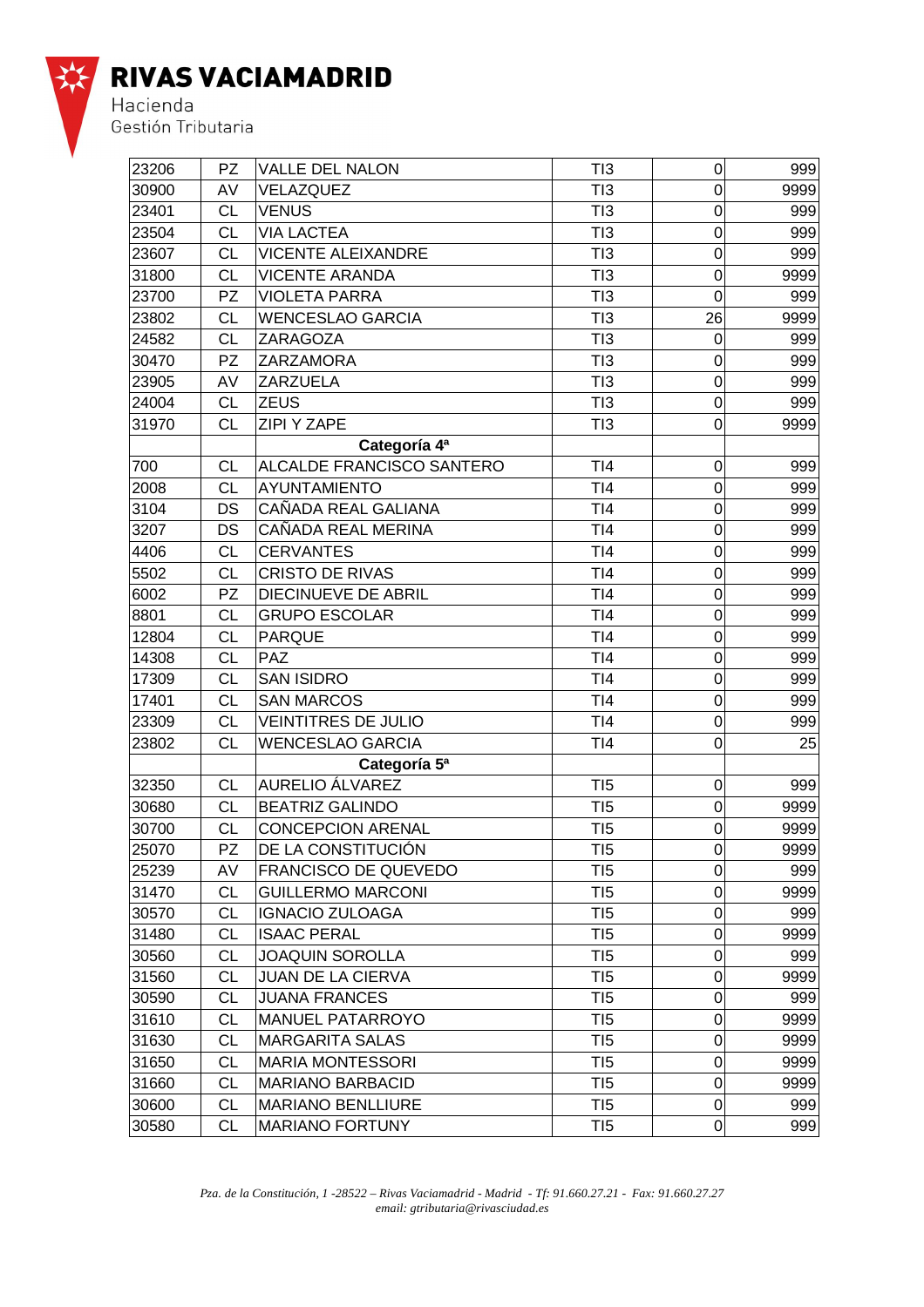RIVAS VACIAMADRID
Hacienda
Gestión Tributaria

| | | | | | |
|---|---|---|---|---|---|
| 23206 | PZ | VALLE DEL NALON | TI3 | 0 | 999 |
| 30900 | AV | VELAZQUEZ | TI3 | 0 | 9999 |
| 23401 | CL | VENUS | TI3 | 0 | 999 |
| 23504 | CL | VIA LACTEA | TI3 | 0 | 999 |
| 23607 | CL | VICENTE ALEIXANDRE | TI3 | 0 | 999 |
| 31800 | CL | VICENTE ARANDA | TI3 | 0 | 9999 |
| 23700 | PZ | VIOLETA PARRA | TI3 | 0 | 999 |
| 23802 | CL | WENCESLAO GARCIA | TI3 | 26 | 9999 |
| 24582 | CL | ZARAGOZA | TI3 | 0 | 999 |
| 30470 | PZ | ZARZAMORA | TI3 | 0 | 999 |
| 23905 | AV | ZARZUELA | TI3 | 0 | 999 |
| 24004 | CL | ZEUS | TI3 | 0 | 999 |
| 31970 | CL | ZIPI Y ZAPE | TI3 | 0 | 9999 |
| | | **Categoría 4ª** | | | |
| 700 | CL | ALCALDE FRANCISCO SANTERO | TI4 | 0 | 999 |
| 2008 | CL | AYUNTAMIENTO | TI4 | 0 | 999 |
| 3104 | DS | CAÑADA REAL GALIANA | TI4 | 0 | 999 |
| 3207 | DS | CAÑADA REAL MERINA | TI4 | 0 | 999 |
| 4406 | CL | CERVANTES | TI4 | 0 | 999 |
| 5502 | CL | CRISTO DE RIVAS | TI4 | 0 | 999 |
| 6002 | PZ | DIECINUEVE DE ABRIL | TI4 | 0 | 999 |
| 8801 | CL | GRUPO ESCOLAR | TI4 | 0 | 999 |
| 12804 | CL | PARQUE | TI4 | 0 | 999 |
| 14308 | CL | PAZ | TI4 | 0 | 999 |
| 17309 | CL | SAN ISIDRO | TI4 | 0 | 999 |
| 17401 | CL | SAN MARCOS | TI4 | 0 | 999 |
| 23309 | CL | VEINTITRES DE JULIO | TI4 | 0 | 999 |
| 23802 | CL | WENCESLAO GARCIA | TI4 | 0 | 25 |
| | | **Categoría 5ª** | | | |
| 32350 | CL | AURELIO ÁLVAREZ | TI5 | 0 | 999 |
| 30680 | CL | BEATRIZ GALINDO | TI5 | 0 | 9999 |
| 30700 | CL | CONCEPCION ARENAL | TI5 | 0 | 9999 |
| 25070 | PZ | DE LA CONSTITUCIÓN | TI5 | 0 | 9999 |
| 25239 | AV | FRANCISCO DE QUEVEDO | TI5 | 0 | 999 |
| 31470 | CL | GUILLERMO MARCONI | TI5 | 0 | 9999 |
| 30570 | CL | IGNACIO ZULOAGA | TI5 | 0 | 999 |
| 31480 | CL | ISAAC PERAL | TI5 | 0 | 9999 |
| 30560 | CL | JOAQUIN SOROLLA | TI5 | 0 | 999 |
| 31560 | CL | JUAN DE LA CIERVA | TI5 | 0 | 9999 |
| 30590 | CL | JUANA FRANCES | TI5 | 0 | 999 |
| 31610 | CL | MANUEL PATARROYO | TI5 | 0 | 9999 |
| 31630 | CL | MARGARITA SALAS | TI5 | 0 | 9999 |
| 31650 | CL | MARIA MONTESSORI | TI5 | 0 | 9999 |
| 31660 | CL | MARIANO BARBACID | TI5 | 0 | 9999 |
| 30600 | CL | MARIANO BENLLIURE | TI5 | 0 | 999 |
| 30580 | CL | MARIANO FORTUNY | TI5 | 0 | 999 |

*Pza. de la Constitución, 1 -28522 – Rivas Vaciamadrid - Madrid - Tf: 91.660.27.21 - Fax: 91.660.27.27*
*email: gtributaria@rivasciudad.es*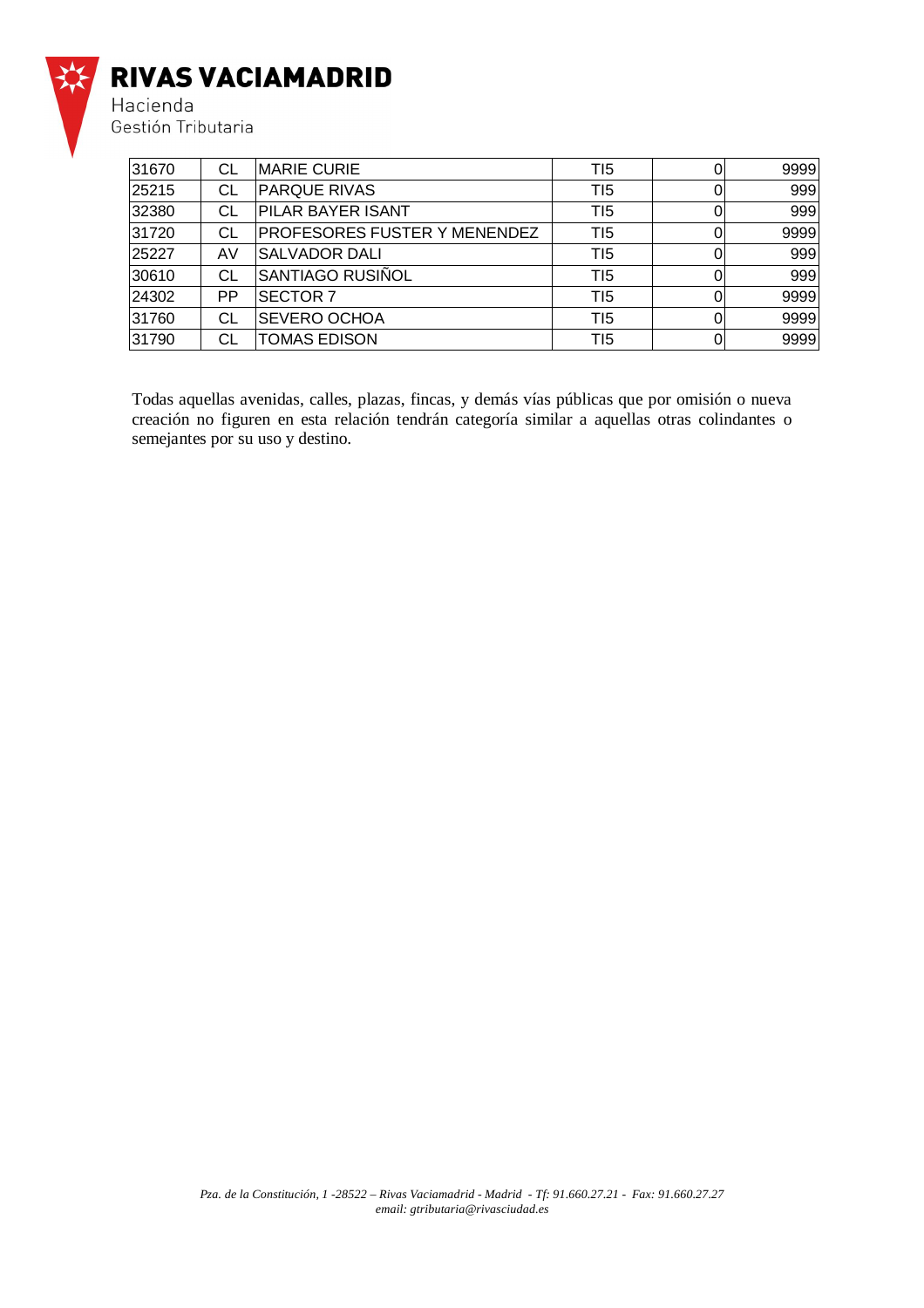| | | | | | |
|---|---|---|---|---|---|
| 31670 | CL | MARIE CURIE | TI5 | 0 | 9999 |
| 25215 | CL | PARQUE RIVAS | TI5 | 0 | 999 |
| 32380 | CL | PILAR BAYER ISANT | TI5 | 0 | 999 |
| 31720 | CL | PROFESORES FUSTER Y MENENDEZ | TI5 | 0 | 9999 |
| 25227 | AV | SALVADOR DALI | TI5 | 0 | 999 |
| 30610 | CL | SANTIAGO RUSIÑOL | TI5 | 0 | 999 |
| 24302 | PP | SECTOR 7 | TI5 | 0 | 9999 |
| 31760 | CL | SEVERO OCHOA | TI5 | 0 | 9999 |
| 31790 | CL | TOMAS EDISON | TI5 | 0 | 9999 |

Todas aquellas avenidas, calles, plazas, fincas, y demás vías públicas que por omisión o nueva creación no figuren en esta relación tendrán categoría similar a aquellas otras colindantes o semejantes por su uso y destino.